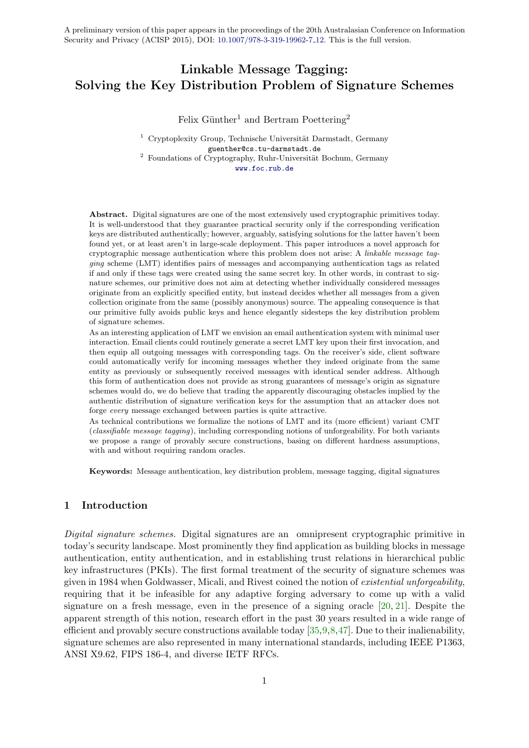A preliminary version of this paper appears in the proceedings of the 20th Australasian Conference on Information Security and Privacy (ACISP 2015), DOI: 10.1007/978-3-319-19962-7_12. This is the full version.

# Linkable Message Tagging: Solving the Key Distribution Problem of Signature Schemes

Felix Günther[1] and Bertram Poettering[2]

[1] Cryptoplexity Group, Technische Universität Darmstadt, Germany
guenther@cs.tu-darmstadt.de

[2] Foundations of Cryptography, Ruhr-Universität Bochum, Germany
www.foc.rub.de

**Abstract.** Digital signatures are one of the most extensively used cryptographic primitives today. It is well-understood that they guarantee practical security only if the corresponding verification keys are distributed authentically; however, arguably, satisfying solutions for the latter haven't been found yet, or at least aren't in large-scale deployment. This paper introduces a novel approach for cryptographic message authentication where this problem does not arise: A *linkable message tagging* scheme (LMT) identifies pairs of messages and accompanying authentication tags as related if and only if these tags were created using the same secret key. In other words, in contrast to signature schemes, our primitive does not aim at detecting whether individually considered messages originate from an explicitly specified entity, but instead decides whether all messages from a given collection originate from the same (possibly anonymous) source. The appealing consequence is that our primitive fully avoids public keys and hence elegantly sidesteps the key distribution problem of signature schemes.

As an interesting application of LMT we envision an email authentication system with minimal user interaction. Email clients could routinely generate a secret LMT key upon their first invocation, and then equip all outgoing messages with corresponding tags. On the receiver's side, client software could automatically verify for incoming messages whether they indeed originate from the same entity as previously or subsequently received messages with identical sender address. Although this form of authentication does not provide as strong guarantees of message's origin as signature schemes would do, we do believe that trading the apparently discouraging obstacles implied by the authentic distribution of signature verification keys for the assumption that an attacker does not forge *every* message exchanged between parties is quite attractive.

As technical contributions we formalize the notions of LMT and its (more efficient) variant CMT (*classifiable message tagging*), including corresponding notions of unforgeability. For both variants we propose a range of provably secure constructions, basing on different hardness assumptions, with and without requiring random oracles.

**Keywords:** Message authentication, key distribution problem, message tagging, digital signatures

## 1 Introduction

*Digital signature schemes.* Digital signatures are an omnipresent cryptographic primitive in today's security landscape. Most prominently they find application as building blocks in message authentication, entity authentication, and in establishing trust relations in hierarchical public key infrastructures (PKIs). The first formal treatment of the security of signature schemes was given in 1984 when Goldwasser, Micali, and Rivest coined the notion of *existential unforgeability*, requiring that it be infeasible for any adaptive forging adversary to come up with a valid signature on a fresh message, even in the presence of a signing oracle [20, 21]. Despite the apparent strength of this notion, research effort in the past 30 years resulted in a wide range of efficient and provably secure constructions available today [35,9,8,47]. Due to their inalienability, signature schemes are also represented in many international standards, including IEEE P1363, ANSI X9.62, FIPS 186-4, and diverse IETF RFCs.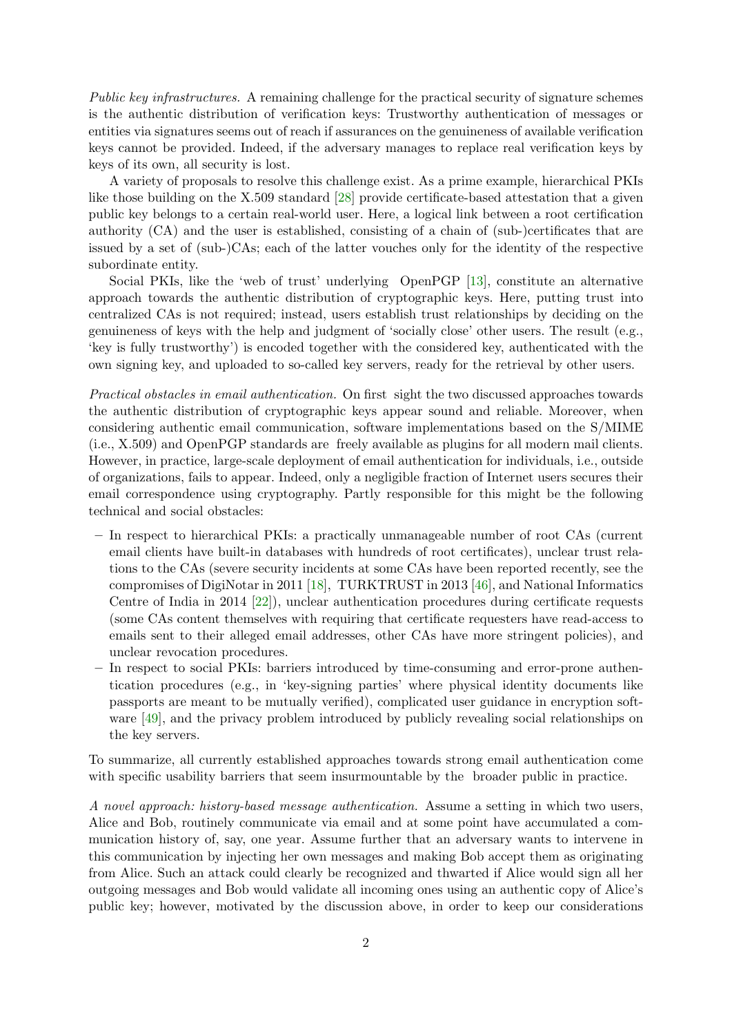*Public key infrastructures.* A remaining challenge for the practical security of signature schemes is the authentic distribution of verification keys: Trustworthy authentication of messages or entities via signatures seems out of reach if assurances on the genuineness of available verification keys cannot be provided. Indeed, if the adversary manages to replace real verification keys by keys of its own, all security is lost.

A variety of proposals to resolve this challenge exist. As a prime example, hierarchical PKIs like those building on the X.509 standard [28] provide certificate-based attestation that a given public key belongs to a certain real-world user. Here, a logical link between a root certification authority (CA) and the user is established, consisting of a chain of (sub-)certificates that are issued by a set of (sub-)CAs; each of the latter vouches only for the identity of the respective subordinate entity.

Social PKIs, like the 'web of trust' underlying OpenPGP [13], constitute an alternative approach towards the authentic distribution of cryptographic keys. Here, putting trust into centralized CAs is not required; instead, users establish trust relationships by deciding on the genuineness of keys with the help and judgment of 'socially close' other users. The result (e.g., 'key is fully trustworthy') is encoded together with the considered key, authenticated with the own signing key, and uploaded to so-called key servers, ready for the retrieval by other users.

*Practical obstacles in email authentication.* On first sight the two discussed approaches towards the authentic distribution of cryptographic keys appear sound and reliable. Moreover, when considering authentic email communication, software implementations based on the S/MIME (i.e., X.509) and OpenPGP standards are freely available as plugins for all modern mail clients. However, in practice, large-scale deployment of email authentication for individuals, i.e., outside of organizations, fails to appear. Indeed, only a negligible fraction of Internet users secures their email correspondence using cryptography. Partly responsible for this might be the following technical and social obstacles:

- In respect to hierarchical PKIs: a practically unmanageable number of root CAs (current email clients have built-in databases with hundreds of root certificates), unclear trust relations to the CAs (severe security incidents at some CAs have been reported recently, see the compromises of DigiNotar in 2011 [18], TURKTRUST in 2013 [46], and National Informatics Centre of India in 2014 [22]), unclear authentication procedures during certificate requests (some CAs content themselves with requiring that certificate requesters have read-access to emails sent to their alleged email addresses, other CAs have more stringent policies), and unclear revocation procedures.
- In respect to social PKIs: barriers introduced by time-consuming and error-prone authentication procedures (e.g., in 'key-signing parties' where physical identity documents like passports are meant to be mutually verified), complicated user guidance in encryption software [49], and the privacy problem introduced by publicly revealing social relationships on the key servers.

To summarize, all currently established approaches towards strong email authentication come with specific usability barriers that seem insurmountable by the broader public in practice.

*A novel approach: history-based message authentication.* Assume a setting in which two users, Alice and Bob, routinely communicate via email and at some point have accumulated a communication history of, say, one year. Assume further that an adversary wants to intervene in this communication by injecting her own messages and making Bob accept them as originating from Alice. Such an attack could clearly be recognized and thwarted if Alice would sign all her outgoing messages and Bob would validate all incoming ones using an authentic copy of Alice's public key; however, motivated by the discussion above, in order to keep our considerations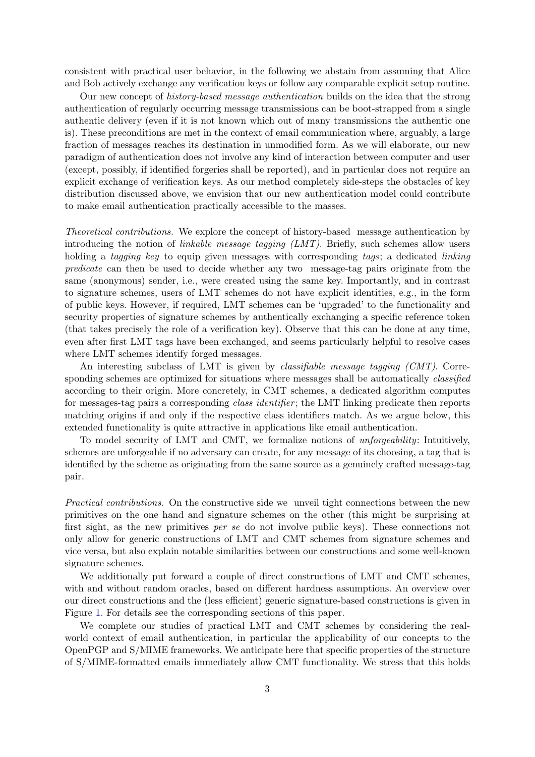consistent with practical user behavior, in the following we abstain from assuming that Alice and Bob actively exchange any verification keys or follow any comparable explicit setup routine.

Our new concept of *history-based message authentication* builds on the idea that the strong authentication of regularly occurring message transmissions can be boot-strapped from a single authentic delivery (even if it is not known which out of many transmissions the authentic one is). These preconditions are met in the context of email communication where, arguably, a large fraction of messages reaches its destination in unmodified form. As we will elaborate, our new paradigm of authentication does not involve any kind of interaction between computer and user (except, possibly, if identified forgeries shall be reported), and in particular does not require an explicit exchange of verification keys. As our method completely side-steps the obstacles of key distribution discussed above, we envision that our new authentication model could contribute to make email authentication practically accessible to the masses.

*Theoretical contributions.* We explore the concept of history-based message authentication by introducing the notion of *linkable message tagging (LMT)*. Briefly, such schemes allow users holding a *tagging key* to equip given messages with corresponding *tags*; a dedicated *linking predicate* can then be used to decide whether any two message-tag pairs originate from the same (anonymous) sender, i.e., were created using the same key. Importantly, and in contrast to signature schemes, users of LMT schemes do not have explicit identities, e.g., in the form of public keys. However, if required, LMT schemes can be 'upgraded' to the functionality and security properties of signature schemes by authentically exchanging a specific reference token (that takes precisely the role of a verification key). Observe that this can be done at any time, even after first LMT tags have been exchanged, and seems particularly helpful to resolve cases where LMT schemes identify forged messages.

An interesting subclass of LMT is given by *classifiable message tagging (CMT)*. Corresponding schemes are optimized for situations where messages shall be automatically *classified* according to their origin. More concretely, in CMT schemes, a dedicated algorithm computes for messages-tag pairs a corresponding *class identifier*; the LMT linking predicate then reports matching origins if and only if the respective class identifiers match. As we argue below, this extended functionality is quite attractive in applications like email authentication.

To model security of LMT and CMT, we formalize notions of *unforgeability*: Intuitively, schemes are unforgeable if no adversary can create, for any message of its choosing, a tag that is identified by the scheme as originating from the same source as a genuinely crafted message-tag pair.

*Practical contributions.* On the constructive side we unveil tight connections between the new primitives on the one hand and signature schemes on the other (this might be surprising at first sight, as the new primitives *per se* do not involve public keys). These connections not only allow for generic constructions of LMT and CMT schemes from signature schemes and vice versa, but also explain notable similarities between our constructions and some well-known signature schemes.

We additionally put forward a couple of direct constructions of LMT and CMT schemes, with and without random oracles, based on different hardness assumptions. An overview over our direct constructions and the (less efficient) generic signature-based constructions is given in Figure 1. For details see the corresponding sections of this paper.

We complete our studies of practical LMT and CMT schemes by considering the real-world context of email authentication, in particular the applicability of our concepts to the OpenPGP and S/MIME frameworks. We anticipate here that specific properties of the structure of S/MIME-formatted emails immediately allow CMT functionality. We stress that this holds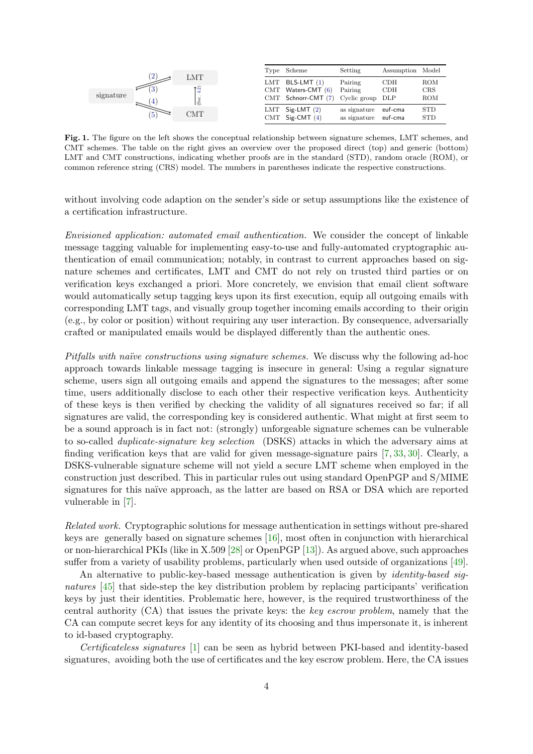signature

(2) LMT

(3)

(4) (Sec. 4.2)

(5) CMT

| Type | Scheme | Setting | Assumption | Model |
|---|---|---|---|---|
| LMT | BLS-LMT (1) | Pairing | CDH | ROM |
| CMT | Waters-CMT (6) | Pairing | CDH | CRS |
| CMT | Schnorr-CMT (7) | Cyclic group | DLP | ROM |
| LMT | Sig-LMT (2) | as signature | euf-cma | STD |
| CMT | Sig-CMT (4) | as signature | euf-cma | STD |

**Fig. 1.** The figure on the left shows the conceptual relationship between signature schemes, LMT schemes, and CMT schemes. The table on the right gives an overview over the proposed direct (top) and generic (bottom) LMT and CMT constructions, indicating whether proofs are in the standard (STD), random oracle (ROM), or common reference string (CRS) model. The numbers in parentheses indicate the respective constructions.

without involving code adaption on the sender's side or setup assumptions like the existence of a certification infrastructure.

*Envisioned application: automated email authentication.* We consider the concept of linkable message tagging valuable for implementing easy-to-use and fully-automated cryptographic authentication of email communication; notably, in contrast to current approaches based on signature schemes and certificates, LMT and CMT do not rely on trusted third parties or on verification keys exchanged a priori. More concretely, we envision that email client software would automatically setup tagging keys upon its first execution, equip all outgoing emails with corresponding LMT tags, and visually group together incoming emails according to their origin (e.g., by color or position) without requiring any user interaction. By consequence, adversarially crafted or manipulated emails would be displayed differently than the authentic ones.

*Pitfalls with naïve constructions using signature schemes.* We discuss why the following ad-hoc approach towards linkable message tagging is insecure in general: Using a regular signature scheme, users sign all outgoing emails and append the signatures to the messages; after some time, users additionally disclose to each other their respective verification keys. Authenticity of these keys is then verified by checking the validity of all signatures received so far; if all signatures are valid, the corresponding key is considered authentic. What might at first seem to be a sound approach is in fact not: (strongly) unforgeable signature schemes can be vulnerable to so-called *duplicate-signature key selection* (DSKS) attacks in which the adversary aims at finding verification keys that are valid for given message-signature pairs [7, 33, 30]. Clearly, a DSKS-vulnerable signature scheme will not yield a secure LMT scheme when employed in the construction just described. This in particular rules out using standard OpenPGP and S/MIME signatures for this naïve approach, as the latter are based on RSA or DSA which are reported vulnerable in [7].

*Related work.* Cryptographic solutions for message authentication in settings without pre-shared keys are generally based on signature schemes [16], most often in conjunction with hierarchical or non-hierarchical PKIs (like in X.509 [28] or OpenPGP [13]). As argued above, such approaches suffer from a variety of usability problems, particularly when used outside of organizations [49].

An alternative to public-key-based message authentication is given by *identity-based signatures* [45] that side-step the key distribution problem by replacing participants' verification keys by just their identities. Problematic here, however, is the required trustworthiness of the central authority (CA) that issues the private keys: the *key escrow problem*, namely that the CA can compute secret keys for any identity of its choosing and thus impersonate it, is inherent to id-based cryptography.

*Certificateless signatures* [1] can be seen as hybrid between PKI-based and identity-based signatures, avoiding both the use of certificates and the key escrow problem. Here, the CA issues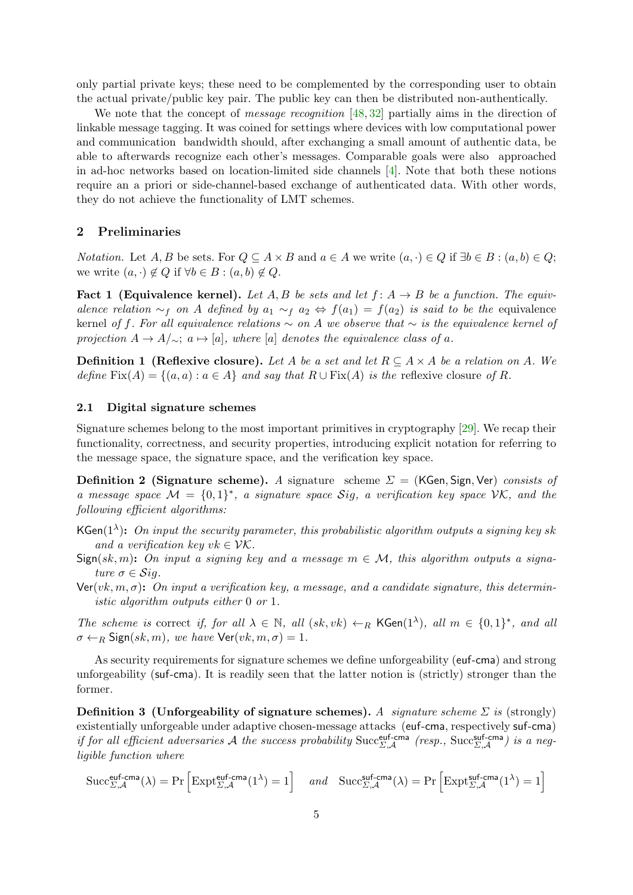only partial private keys; these need to be complemented by the corresponding user to obtain the actual private/public key pair. The public key can then be distributed non-authentically.

We note that the concept of *message recognition* [48, 32] partially aims in the direction of linkable message tagging. It was coined for settings where devices with low computational power and communication bandwidth should, after exchanging a small amount of authentic data, be able to afterwards recognize each other's messages. Comparable goals were also approached in ad-hoc networks based on location-limited side channels [4]. Note that both these notions require an a priori or side-channel-based exchange of authenticated data. With other words, they do not achieve the functionality of LMT schemes.

## 2 Preliminaries

*Notation.* Let $A, B$ be sets. For $Q \subseteq A \times B$ and $a \in A$ we write $(a, \cdot) \in Q$ if $\exists b \in B : (a, b) \in Q$; we write $(a, \cdot) \notin Q$ if $\forall b \in B : (a, b) \notin Q$.

**Fact 1 (Equivalence kernel).** *Let $A, B$ be sets and let $f : A \to B$ be a function. The equivalence relation $\sim_f$ on $A$ defined by $a_1 \sim_f a_2 \Leftrightarrow f(a_1) = f(a_2)$ is said to be the* equivalence kernel *of $f$. For all equivalence relations $\sim$ on $A$ we observe that $\sim$ is the equivalence kernel of projection $A \to A/_\sim$; $a \mapsto [a]$, where $[a]$ denotes the equivalence class of $a$.*

**Definition 1 (Reflexive closure).** *Let $A$ be a set and let $R \subseteq A \times A$ be a relation on $A$. We define $\mathrm{Fix}(A) = \{(a, a) : a \in A\}$ and say that $R \cup \mathrm{Fix}(A)$ is the* reflexive closure *of $R$.*

### 2.1 Digital signature schemes

Signature schemes belong to the most important primitives in cryptography [29]. We recap their functionality, correctness, and security properties, introducing explicit notation for referring to the message space, the signature space, and the verification key space.

**Definition 2 (Signature scheme).** *A* signature scheme $\Sigma = (\mathsf{KGen}, \mathsf{Sign}, \mathsf{Ver})$ *consists of a message space $\mathcal{M} = \{0, 1\}^*$, a signature space $\mathcal{S}ig$, a verification key space $\mathcal{VK}$, and the following efficient algorithms:*

- $\mathsf{KGen}(1^\lambda)$**:** *On input the security parameter, this probabilistic algorithm outputs a signing key $sk$ and a verification key $vk \in \mathcal{VK}$.*
- $\mathsf{Sign}(sk, m)$**:** *On input a signing key and a message $m \in \mathcal{M}$, this algorithm outputs a signature $\sigma \in \mathcal{S}ig$.*
- $\mathsf{Ver}(vk, m, \sigma)$**:** *On input a verification key, a message, and a candidate signature, this deterministic algorithm outputs either 0 or 1.*

*The scheme is* correct *if, for all $\lambda \in \mathbb{N}$, all $(sk, vk) \leftarrow_R \mathsf{KGen}(1^\lambda)$, all $m \in \{0, 1\}^*$, and all $\sigma \leftarrow_R \mathsf{Sign}(sk, m)$, we have $\mathsf{Ver}(vk, m, \sigma) = 1$.*

As security requirements for signature schemes we define unforgeability ($\mathsf{euf\text{-}cma}$) and strong unforgeability ($\mathsf{suf\text{-}cma}$). It is readily seen that the latter notion is (strictly) stronger than the former.

**Definition 3 (Unforgeability of signature schemes).** *A signature scheme $\Sigma$ is* (strongly) existentially unforgeable under adaptive chosen-message attacks *($\mathsf{euf\text{-}cma}$, respectively $\mathsf{suf\text{-}cma}$) if for all efficient adversaries $\mathcal{A}$ the success probability $\mathrm{Succ}^{\mathsf{euf\text{-}cma}}_{\Sigma,\mathcal{A}}$ (resp., $\mathrm{Succ}^{\mathsf{suf\text{-}cma}}_{\Sigma,\mathcal{A}}$) is a negligible function where*

$$\mathrm{Succ}^{\mathsf{euf\text{-}cma}}_{\Sigma,\mathcal{A}}(\lambda) = \Pr\left[\mathrm{Expt}^{\mathsf{euf\text{-}cma}}_{\Sigma,\mathcal{A}}(1^\lambda) = 1\right] \quad \text{and} \quad \mathrm{Succ}^{\mathsf{suf\text{-}cma}}_{\Sigma,\mathcal{A}}(\lambda) = \Pr\left[\mathrm{Expt}^{\mathsf{suf\text{-}cma}}_{\Sigma,\mathcal{A}}(1^\lambda) = 1\right]$$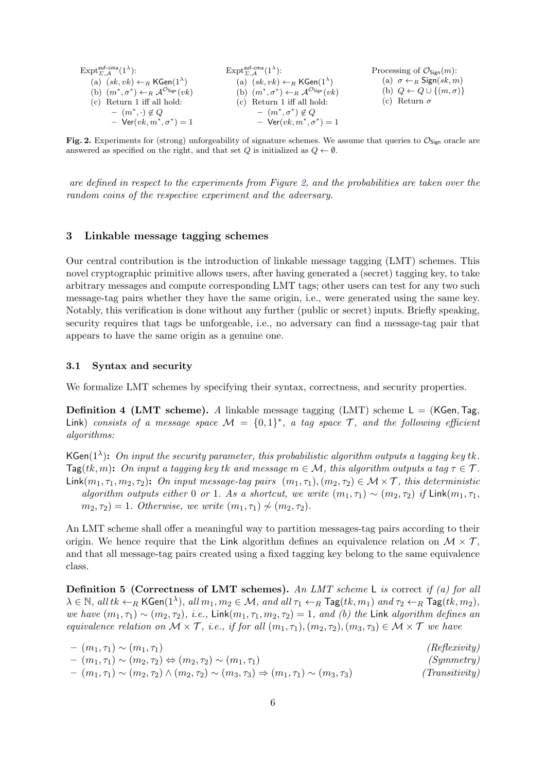$\mathrm{Expt}^{\mathsf{euf\text{-}cma}}_{\Sigma,\mathcal{A}}(1^\lambda)$:

(a) $(sk, vk) \leftarrow_R \mathsf{KGen}(1^\lambda)$
(b) $(m^*, \sigma^*) \leftarrow_R \mathcal{A}^{\mathcal{O}_{\mathsf{Sign}}}(vk)$
(c) Return 1 iff all hold:
- $(m^*, \cdot) \notin Q$
- $\mathsf{Ver}(vk, m^*, \sigma^*) = 1$

$\mathrm{Expt}^{\mathsf{suf\text{-}cma}}_{\Sigma,\mathcal{A}}(1^\lambda)$:

(a) $(sk, vk) \leftarrow_R \mathsf{KGen}(1^\lambda)$
(b) $(m^*, \sigma^*) \leftarrow_R \mathcal{A}^{\mathcal{O}_{\mathsf{Sign}}}(vk)$
(c) Return 1 iff all hold:
- $(m^*, \sigma^*) \notin Q$
- $\mathsf{Ver}(vk, m^*, \sigma^*) = 1$

Processing of $\mathcal{O}_{\mathsf{Sign}}(m)$:

(a) $\sigma \leftarrow_R \mathsf{Sign}(sk, m)$
(b) $Q \leftarrow Q \cup \{(m, \sigma)\}$
(c) Return $\sigma$

**Fig. 2.** Experiments for (strong) unforgeability of signature schemes. We assume that queries to $\mathcal{O}_{\mathsf{Sign}}$ oracle are answered as specified on the right, and that set $Q$ is initialized as $Q \leftarrow \emptyset$.

*are defined in respect to the experiments from Figure 2, and the probabilities are taken over the random coins of the respective experiment and the adversary.*

## 3 Linkable message tagging schemes

Our central contribution is the introduction of linkable message tagging (LMT) schemes. This novel cryptographic primitive allows users, after having generated a (secret) tagging key, to take arbitrary messages and compute corresponding LMT tags; other users can test for any two such message-tag pairs whether they have the same origin, i.e., were generated using the same key. Notably, this verification is done without any further (public or secret) inputs. Briefly speaking, security requires that tags be unforgeable, i.e., no adversary can find a message-tag pair that appears to have the same origin as a genuine one.

### 3.1 Syntax and security

We formalize LMT schemes by specifying their syntax, correctness, and security properties.

**Definition 4 (LMT scheme).** *A linkable message tagging (LMT) scheme $\mathsf{L} = (\mathsf{KGen}, \mathsf{Tag}, \mathsf{Link})$ consists of a message space $\mathcal{M} = \{0,1\}^*$, a tag space $\mathcal{T}$, and the following efficient algorithms:*

$\mathsf{KGen}(1^\lambda)$**:** *On input the security parameter, this probabilistic algorithm outputs a tagging key $tk$.*
$\mathsf{Tag}(tk, m)$**:** *On input a tagging key $tk$ and message $m \in \mathcal{M}$, this algorithm outputs a tag $\tau \in \mathcal{T}$.*
$\mathsf{Link}(m_1, \tau_1, m_2, \tau_2)$**:** *On input message-tag pairs $(m_1, \tau_1), (m_2, \tau_2) \in \mathcal{M} \times \mathcal{T}$, this deterministic algorithm outputs either 0 or 1. As a shortcut, we write $(m_1, \tau_1) \sim (m_2, \tau_2)$ if $\mathsf{Link}(m_1, \tau_1, m_2, \tau_2) = 1$. Otherwise, we write $(m_1, \tau_1) \not\sim (m_2, \tau_2)$.*

An LMT scheme shall offer a meaningful way to partition messages-tag pairs according to their origin. We hence require that the Link algorithm defines an equivalence relation on $\mathcal{M} \times \mathcal{T}$, and that all message-tag pairs created using a fixed tagging key belong to the same equivalence class.

**Definition 5 (Correctness of LMT schemes).** *An LMT scheme $\mathsf{L}$ is* correct *if (a) for all $\lambda \in \mathbb{N}$, all $tk \leftarrow_R \mathsf{KGen}(1^\lambda)$, all $m_1, m_2 \in \mathcal{M}$, and all $\tau_1 \leftarrow_R \mathsf{Tag}(tk, m_1)$ and $\tau_2 \leftarrow_R \mathsf{Tag}(tk, m_2)$, we have $(m_1, \tau_1) \sim (m_2, \tau_2)$, i.e., $\mathsf{Link}(m_1, \tau_1, m_2, \tau_2) = 1$, and (b) the Link algorithm defines an equivalence relation on $\mathcal{M} \times \mathcal{T}$, i.e., if for all $(m_1, \tau_1), (m_2, \tau_2), (m_3, \tau_3) \in \mathcal{M} \times \mathcal{T}$ we have*

- $(m_1, \tau_1) \sim (m_1, \tau_1)$ *(Reflexivity)*
- $(m_1, \tau_1) \sim (m_2, \tau_2) \Leftrightarrow (m_2, \tau_2) \sim (m_1, \tau_1)$ *(Symmetry)*
- $(m_1, \tau_1) \sim (m_2, \tau_2) \wedge (m_2, \tau_2) \sim (m_3, \tau_3) \Rightarrow (m_1, \tau_1) \sim (m_3, \tau_3)$ *(Transitivity)*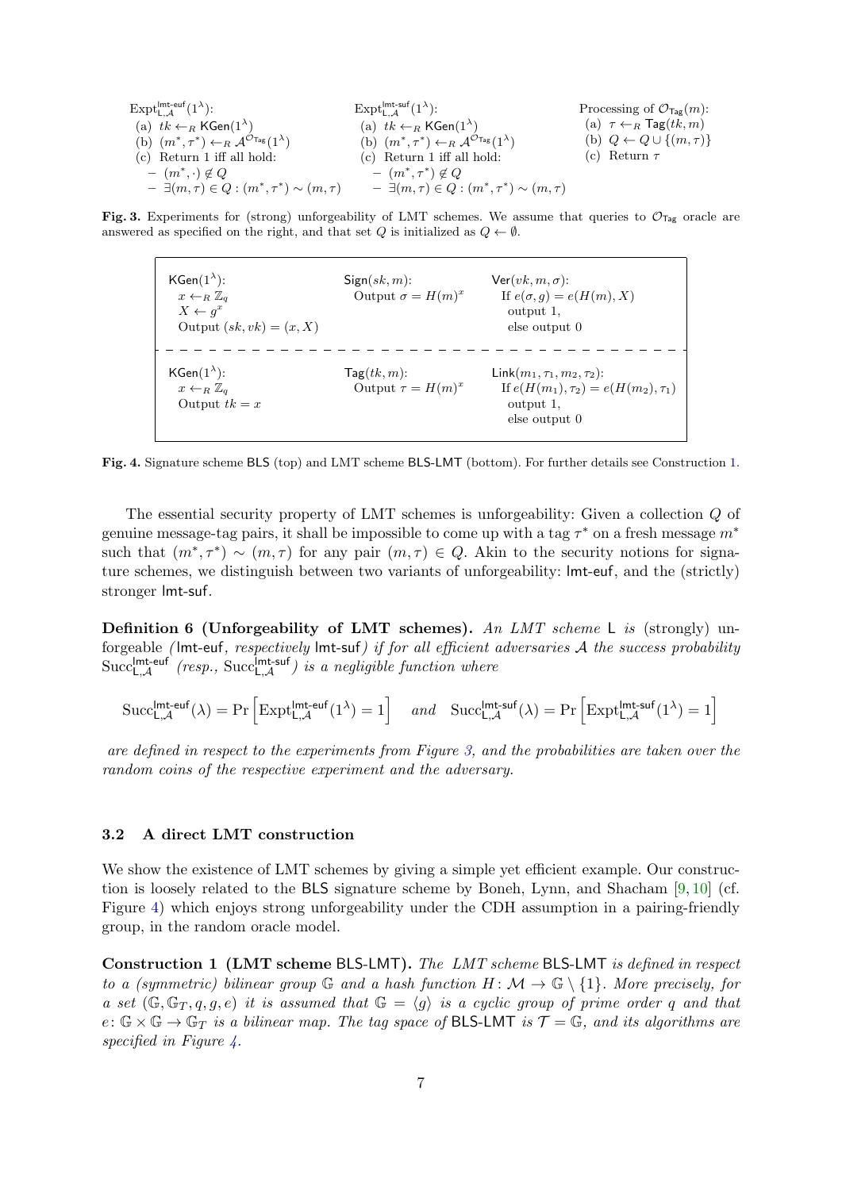$\mathrm{Expt}^{\mathsf{lmt\text{-}euf}}_{\mathsf{L},\mathcal{A}}(1^\lambda)$:
(a) $tk \leftarrow_R \mathsf{KGen}(1^\lambda)$
(b) $(m^*, \tau^*) \leftarrow_R \mathcal{A}^{\mathcal{O}_{\mathsf{Tag}}}(1^\lambda)$
(c) Return 1 iff all hold:
- $(m^*, \cdot) \notin Q$
- $\exists (m, \tau) \in Q : (m^*, \tau^*) \sim (m, \tau)$

$\mathrm{Expt}^{\mathsf{lmt\text{-}suf}}_{\mathsf{L},\mathcal{A}}(1^\lambda)$:
(a) $tk \leftarrow_R \mathsf{KGen}(1^\lambda)$
(b) $(m^*, \tau^*) \leftarrow_R \mathcal{A}^{\mathcal{O}_{\mathsf{Tag}}}(1^\lambda)$
(c) Return 1 iff all hold:
- $(m^*, \tau^*) \notin Q$
- $\exists (m, \tau) \in Q : (m^*, \tau^*) \sim (m, \tau)$

Processing of $\mathcal{O}_{\mathsf{Tag}}(m)$:
(a) $\tau \leftarrow_R \mathsf{Tag}(tk, m)$
(b) $Q \leftarrow Q \cup \{(m, \tau)\}$
(c) Return $\tau$

**Fig. 3.** Experiments for (strong) unforgeability of LMT schemes. We assume that queries to $\mathcal{O}_{\mathsf{Tag}}$ oracle are answered as specified on the right, and that set $Q$ is initialized as $Q \leftarrow \emptyset$.

| $\mathsf{KGen}(1^\lambda)$: | $\mathsf{Sign}(sk, m)$: | $\mathsf{Ver}(vk, m, \sigma)$: |
|---|---|---|
| $x \leftarrow_R \mathbb{Z}_q$ <br> $X \leftarrow g^x$ <br> Output $(sk, vk) = (x, X)$ | Output $\sigma = H(m)^x$ | If $e(\sigma, g) = e(H(m), X)$ <br> output 1, <br> else output 0 |
| $\mathsf{KGen}(1^\lambda)$: | $\mathsf{Tag}(tk, m)$: | $\mathsf{Link}(m_1, \tau_1, m_2, \tau_2)$: |
| $x \leftarrow_R \mathbb{Z}_q$ <br> Output $tk = x$ | Output $\tau = H(m)^x$ | If $e(H(m_1), \tau_2) = e(H(m_2), \tau_1)$ <br> output 1, <br> else output 0 |

**Fig. 4.** Signature scheme $\mathsf{BLS}$ (top) and LMT scheme $\mathsf{BLS\text{-}LMT}$ (bottom). For further details see Construction 1.

The essential security property of LMT schemes is unforgeability: Given a collection $Q$ of genuine message-tag pairs, it shall be impossible to come up with a tag $\tau^*$ on a fresh message $m^*$ such that $(m^*, \tau^*) \sim (m, \tau)$ for any pair $(m, \tau) \in Q$. Akin to the security notions for signature schemes, we distinguish between two variants of unforgeability: $\mathsf{lmt\text{-}euf}$, and the (strictly) stronger $\mathsf{lmt\text{-}suf}$.

**Definition 6 (Unforgeability of LMT schemes).** *An LMT scheme* $\mathsf{L}$ *is* (strongly) unforgeable *(*$\mathsf{lmt\text{-}euf}$*, respectively* $\mathsf{lmt\text{-}suf}$*) if for all efficient adversaries* $\mathcal{A}$ *the success probability* $\mathrm{Succ}^{\mathsf{lmt\text{-}euf}}_{\mathsf{L},\mathcal{A}}$ *(resp.,* $\mathrm{Succ}^{\mathsf{lmt\text{-}suf}}_{\mathsf{L},\mathcal{A}}$*) is a negligible function where*

$$\mathrm{Succ}^{\mathsf{lmt\text{-}euf}}_{\mathsf{L},\mathcal{A}}(\lambda) = \Pr\left[\mathrm{Expt}^{\mathsf{lmt\text{-}euf}}_{\mathsf{L},\mathcal{A}}(1^\lambda) = 1\right] \quad \text{and} \quad \mathrm{Succ}^{\mathsf{lmt\text{-}suf}}_{\mathsf{L},\mathcal{A}}(\lambda) = \Pr\left[\mathrm{Expt}^{\mathsf{lmt\text{-}suf}}_{\mathsf{L},\mathcal{A}}(1^\lambda) = 1\right]$$

*are defined in respect to the experiments from Figure 3, and the probabilities are taken over the random coins of the respective experiment and the adversary.*

### 3.2 A direct LMT construction

We show the existence of LMT schemes by giving a simple yet efficient example. Our construction is loosely related to the $\mathsf{BLS}$ signature scheme by Boneh, Lynn, and Shacham [9, 10] (cf. Figure 4) which enjoys strong unforgeability under the CDH assumption in a pairing-friendly group, in the random oracle model.

**Construction 1 (LMT scheme $\mathsf{BLS\text{-}LMT}$).** *The LMT scheme* $\mathsf{BLS\text{-}LMT}$ *is defined in respect to a (symmetric) bilinear group* $\mathbb{G}$ *and a hash function* $H \colon \mathcal{M} \to \mathbb{G} \setminus \{1\}$*. More precisely, for a set* $(\mathbb{G}, \mathbb{G}_T, q, g, e)$ *it is assumed that* $\mathbb{G} = \langle g \rangle$ *is a cyclic group of prime order* $q$ *and that* $e \colon \mathbb{G} \times \mathbb{G} \to \mathbb{G}_T$ *is a bilinear map. The tag space of* $\mathsf{BLS\text{-}LMT}$ *is* $\mathcal{T} = \mathbb{G}$*, and its algorithms are specified in Figure 4.*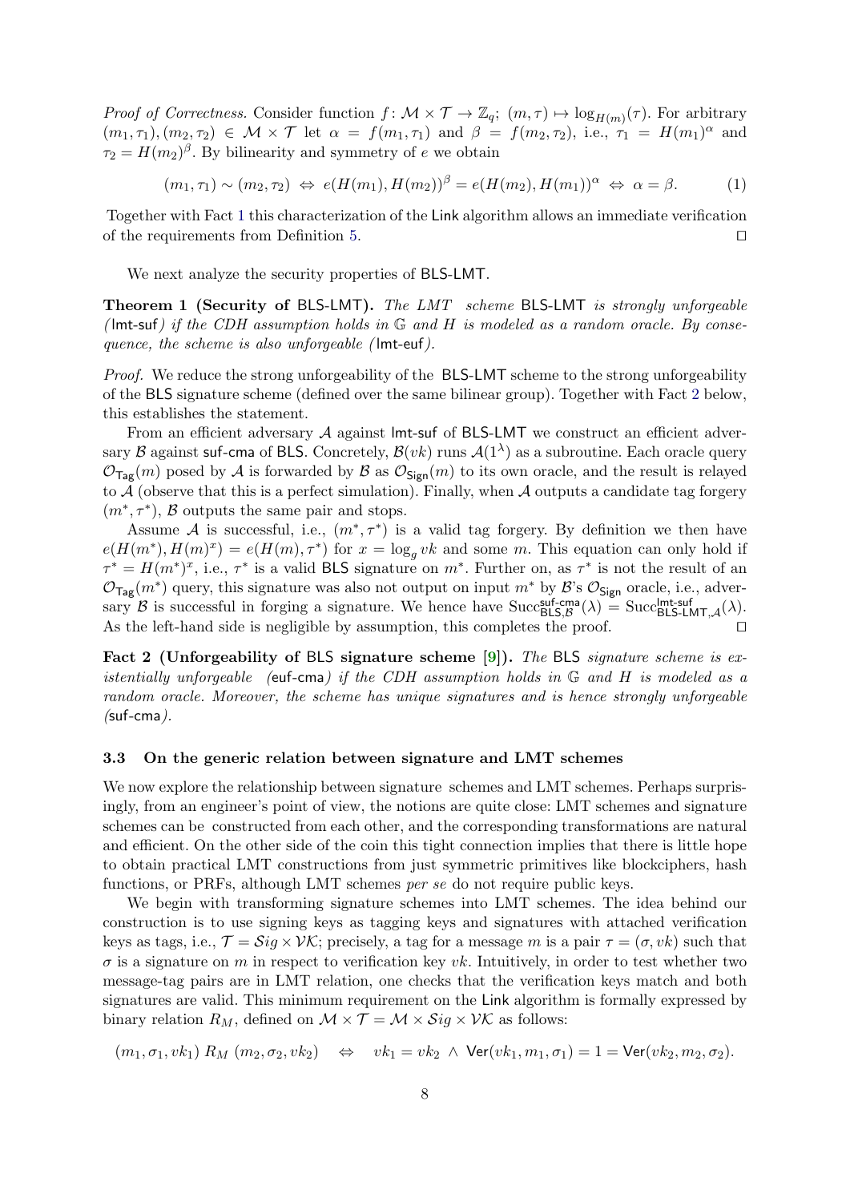*Proof of Correctness.* Consider function $f\colon \mathcal{M} \times \mathcal{T} \to \mathbb{Z}_q;\ (m, \tau) \mapsto \log_{H(m)}(\tau)$. For arbitrary $(m_1, \tau_1), (m_2, \tau_2) \in \mathcal{M} \times \mathcal{T}$ let $\alpha = f(m_1, \tau_1)$ and $\beta = f(m_2, \tau_2)$, i.e., $\tau_1 = H(m_1)^\alpha$ and $\tau_2 = H(m_2)^\beta$. By bilinearity and symmetry of $e$ we obtain

$$(m_1, \tau_1) \sim (m_2, \tau_2) \ \Leftrightarrow\ e(H(m_1), H(m_2))^\beta = e(H(m_2), H(m_1))^\alpha \ \Leftrightarrow\ \alpha = \beta. \tag{1}$$

Together with Fact 1 this characterization of the Link algorithm allows an immediate verification of the requirements from Definition 5. ◻

We next analyze the security properties of BLS-LMT.

**Theorem 1 (Security of BLS-LMT).** *The LMT scheme BLS-LMT is strongly unforgeable (lmt-suf) if the CDH assumption holds in $\mathbb{G}$ and $H$ is modeled as a random oracle. By consequence, the scheme is also unforgeable (lmt-euf).*

*Proof.* We reduce the strong unforgeability of the BLS-LMT scheme to the strong unforgeability of the BLS signature scheme (defined over the same bilinear group). Together with Fact 2 below, this establishes the statement.

From an efficient adversary $\mathcal{A}$ against lmt-suf of BLS-LMT we construct an efficient adversary $\mathcal{B}$ against suf-cma of BLS. Concretely, $\mathcal{B}(vk)$ runs $\mathcal{A}(1^\lambda)$ as a subroutine. Each oracle query $\mathcal{O}_{\mathsf{Tag}}(m)$ posed by $\mathcal{A}$ is forwarded by $\mathcal{B}$ as $\mathcal{O}_{\mathsf{Sign}}(m)$ to its own oracle, and the result is relayed to $\mathcal{A}$ (observe that this is a perfect simulation). Finally, when $\mathcal{A}$ outputs a candidate tag forgery $(m^*, \tau^*)$, $\mathcal{B}$ outputs the same pair and stops.

Assume $\mathcal{A}$ is successful, i.e., $(m^*, \tau^*)$ is a valid tag forgery. By definition we then have $e(H(m^*), H(m)^x) = e(H(m), \tau^*)$ for $x = \log_g vk$ and some $m$. This equation can only hold if $\tau^* = H(m^*)^x$, i.e., $\tau^*$ is a valid BLS signature on $m^*$. Further on, as $\tau^*$ is not the result of an $\mathcal{O}_{\mathsf{Tag}}(m^*)$ query, this signature was also not output on input $m^*$ by $\mathcal{B}$'s $\mathcal{O}_{\mathsf{Sign}}$ oracle, i.e., adversary $\mathcal{B}$ is successful in forging a signature. We hence have $\mathrm{Succ}^{\mathsf{suf\text{-}cma}}_{\mathsf{BLS},\mathcal{B}}(\lambda) = \mathrm{Succ}^{\mathsf{lmt\text{-}suf}}_{\mathsf{BLS\text{-}LMT},\mathcal{A}}(\lambda)$. As the left-hand side is negligible by assumption, this completes the proof. ◻

**Fact 2 (Unforgeability of BLS signature scheme [9]).** *The BLS signature scheme is existentially unforgeable (euf-cma) if the CDH assumption holds in $\mathbb{G}$ and $H$ is modeled as a random oracle. Moreover, the scheme has unique signatures and is hence strongly unforgeable (suf-cma).*

### 3.3 On the generic relation between signature and LMT schemes

We now explore the relationship between signature schemes and LMT schemes. Perhaps surprisingly, from an engineer's point of view, the notions are quite close: LMT schemes and signature schemes can be constructed from each other, and the corresponding transformations are natural and efficient. On the other side of the coin this tight connection implies that there is little hope to obtain practical LMT constructions from just symmetric primitives like blockciphers, hash functions, or PRFs, although LMT schemes *per se* do not require public keys.

We begin with transforming signature schemes into LMT schemes. The idea behind our construction is to use signing keys as tagging keys and signatures with attached verification keys as tags, i.e., $\mathcal{T} = \mathcal{S}ig \times \mathcal{VK}$; precisely, a tag for a message $m$ is a pair $\tau = (\sigma, vk)$ such that $\sigma$ is a signature on $m$ in respect to verification key $vk$. Intuitively, in order to test whether two message-tag pairs are in LMT relation, one checks that the verification keys match and both signatures are valid. This minimum requirement on the Link algorithm is formally expressed by binary relation $R_M$, defined on $\mathcal{M} \times \mathcal{T} = \mathcal{M} \times \mathcal{S}ig \times \mathcal{VK}$ as follows:

$$(m_1, \sigma_1, vk_1)\ R_M\ (m_2, \sigma_2, vk_2) \quad \Leftrightarrow \quad vk_1 = vk_2 \ \wedge\ \mathsf{Ver}(vk_1, m_1, \sigma_1) = 1 = \mathsf{Ver}(vk_2, m_2, \sigma_2).$$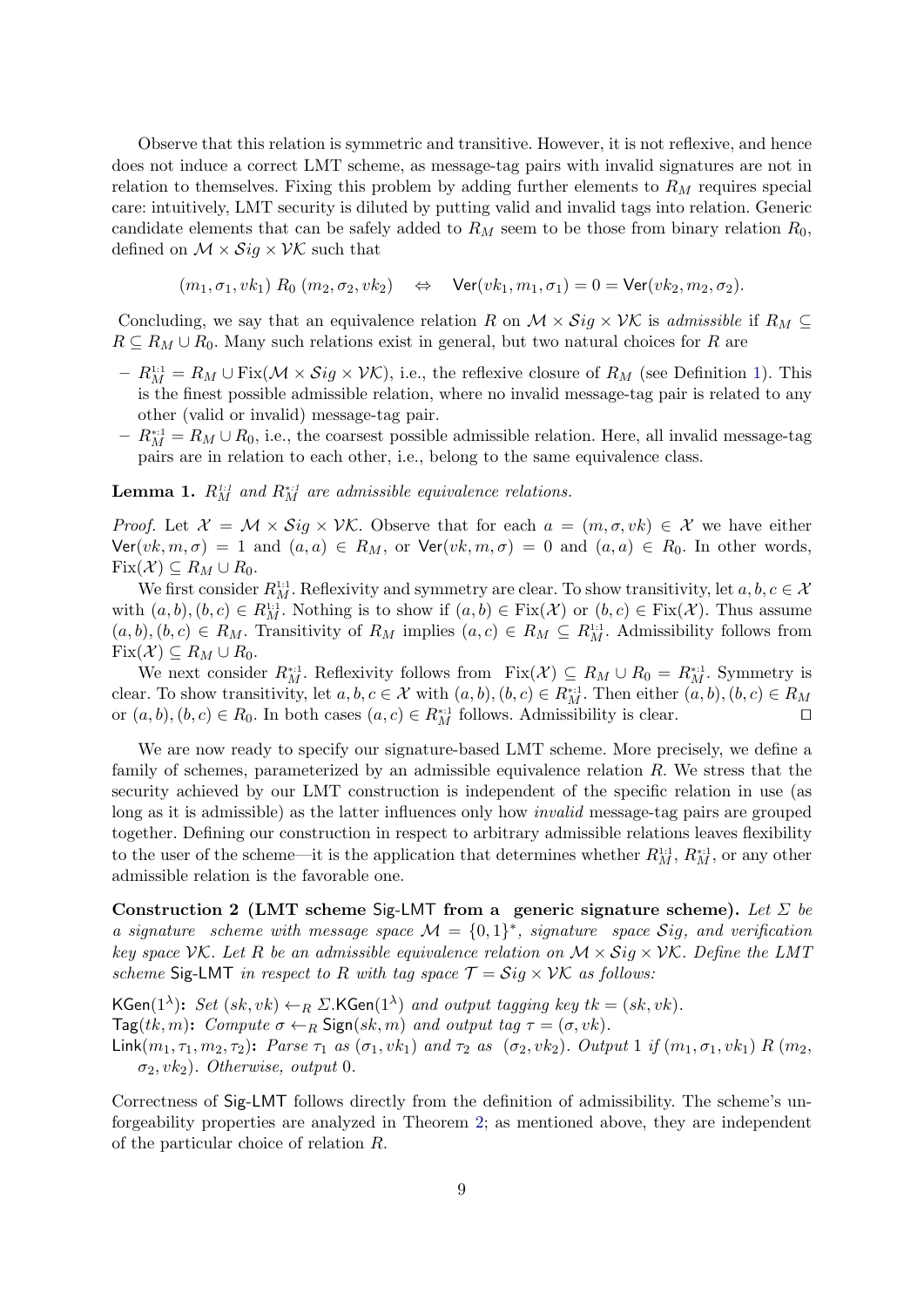Observe that this relation is symmetric and transitive. However, it is not reflexive, and hence does not induce a correct LMT scheme, as message-tag pairs with invalid signatures are not in relation to themselves. Fixing this problem by adding further elements to $R_M$ requires special care: intuitively, LMT security is diluted by putting valid and invalid tags into relation. Generic candidate elements that can be safely added to $R_M$ seem to be those from binary relation $R_0$, defined on $\mathcal{M} \times \mathcal{S}ig \times \mathcal{VK}$ such that

$$(m_1, \sigma_1, vk_1) \; R_0 \; (m_2, \sigma_2, vk_2) \quad \Leftrightarrow \quad \mathsf{Ver}(vk_1, m_1, \sigma_1) = 0 = \mathsf{Ver}(vk_2, m_2, \sigma_2).$$

Concluding, we say that an equivalence relation $R$ on $\mathcal{M} \times \mathcal{S}ig \times \mathcal{VK}$ is *admissible* if $R_M \subseteq R \subseteq R_M \cup R_0$. Many such relations exist in general, but two natural choices for $R$ are

- $R_M^{1:1} = R_M \cup \mathrm{Fix}(\mathcal{M} \times \mathcal{S}ig \times \mathcal{VK})$, i.e., the reflexive closure of $R_M$ (see Definition 1). This is the finest possible admissible relation, where no invalid message-tag pair is related to any other (valid or invalid) message-tag pair.
- $R_M^{*:1} = R_M \cup R_0$, i.e., the coarsest possible admissible relation. Here, all invalid message-tag pairs are in relation to each other, i.e., belong to the same equivalence class.

**Lemma 1.** *$R_M^{1:1}$ and $R_M^{*:1}$ are admissible equivalence relations.*

*Proof.* Let $\mathcal{X} = \mathcal{M} \times \mathcal{S}ig \times \mathcal{VK}$. Observe that for each $a = (m, \sigma, vk) \in \mathcal{X}$ we have either $\mathsf{Ver}(vk, m, \sigma) = 1$ and $(a, a) \in R_M$, or $\mathsf{Ver}(vk, m, \sigma) = 0$ and $(a, a) \in R_0$. In other words, $\mathrm{Fix}(\mathcal{X}) \subseteq R_M \cup R_0$.

We first consider $R_M^{1:1}$. Reflexivity and symmetry are clear. To show transitivity, let $a, b, c \in \mathcal{X}$ with $(a, b), (b, c) \in R_M^{1:1}$. Nothing is to show if $(a, b) \in \mathrm{Fix}(\mathcal{X})$ or $(b, c) \in \mathrm{Fix}(\mathcal{X})$. Thus assume $(a, b), (b, c) \in R_M$. Transitivity of $R_M$ implies $(a, c) \in R_M \subseteq R_M^{1:1}$. Admissibility follows from $\mathrm{Fix}(\mathcal{X}) \subseteq R_M \cup R_0$.

We next consider $R_M^{*:1}$. Reflexivity follows from $\mathrm{Fix}(\mathcal{X}) \subseteq R_M \cup R_0 = R_M^{*:1}$. Symmetry is clear. To show transitivity, let $a, b, c \in \mathcal{X}$ with $(a, b), (b, c) \in R_M^{*:1}$. Then either $(a, b), (b, c) \in R_M$ or $(a, b), (b, c) \in R_0$. In both cases $(a, c) \in R_M^{*:1}$ follows. Admissibility is clear. $\square$

We are now ready to specify our signature-based LMT scheme. More precisely, we define a family of schemes, parameterized by an admissible equivalence relation $R$. We stress that the security achieved by our LMT construction is independent of the specific relation in use (as long as it is admissible) as the latter influences only how *invalid* message-tag pairs are grouped together. Defining our construction in respect to arbitrary admissible relations leaves flexibility to the user of the scheme—it is the application that determines whether $R_M^{1:1}$, $R_M^{*:1}$, or any other admissible relation is the favorable one.

**Construction 2 (LMT scheme Sig-LMT from a generic signature scheme).** *Let $\Sigma$ be a signature scheme with message space $\mathcal{M} = \{0,1\}^*$, signature space $\mathcal{S}ig$, and verification key space $\mathcal{VK}$. Let $R$ be an admissible equivalence relation on $\mathcal{M} \times \mathcal{S}ig \times \mathcal{VK}$. Define the LMT scheme Sig-LMT in respect to $R$ with tag space $\mathcal{T} = \mathcal{S}ig \times \mathcal{VK}$ as follows:*

$\mathsf{KGen}(1^\lambda)$**:** *Set $(sk, vk) \leftarrow_R \Sigma.\mathsf{KGen}(1^\lambda)$ and output tagging key $tk = (sk, vk)$.*
$\mathsf{Tag}(tk, m)$**:** *Compute $\sigma \leftarrow_R \mathsf{Sign}(sk, m)$ and output tag $\tau = (\sigma, vk)$.*
$\mathsf{Link}(m_1, \tau_1, m_2, \tau_2)$**:** *Parse $\tau_1$ as $(\sigma_1, vk_1)$ and $\tau_2$ as $(\sigma_2, vk_2)$. Output 1 if $(m_1, \sigma_1, vk_1) \; R \; (m_2, \sigma_2, vk_2)$. Otherwise, output 0.*

Correctness of Sig-LMT follows directly from the definition of admissibility. The scheme's unforgeability properties are analyzed in Theorem 2; as mentioned above, they are independent of the particular choice of relation $R$.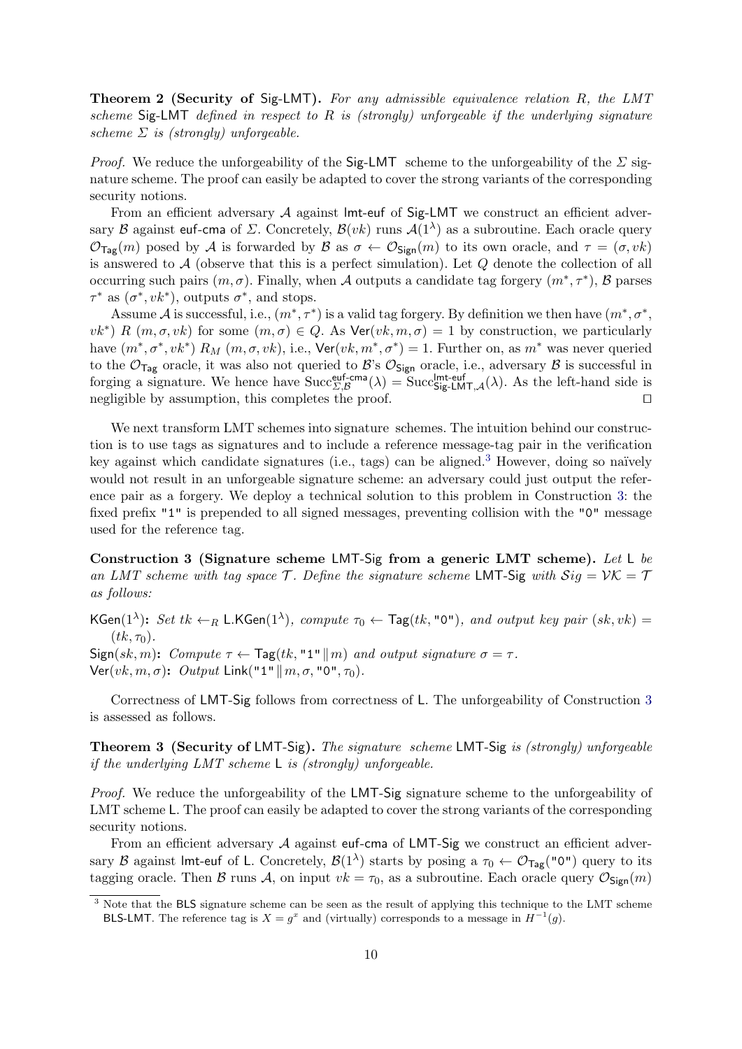**Theorem 2 (Security of Sig-LMT).** *For any admissible equivalence relation $R$, the LMT scheme* Sig-LMT *defined in respect to $R$ is (strongly) unforgeable if the underlying signature scheme $\Sigma$ is (strongly) unforgeable.*

*Proof.* We reduce the unforgeability of the Sig-LMT scheme to the unforgeability of the $\Sigma$ signature scheme. The proof can easily be adapted to cover the strong variants of the corresponding security notions.

From an efficient adversary $\mathcal{A}$ against lmt-euf of Sig-LMT we construct an efficient adversary $\mathcal{B}$ against euf-cma of $\Sigma$. Concretely, $\mathcal{B}(vk)$ runs $\mathcal{A}(1^\lambda)$ as a subroutine. Each oracle query $\mathcal{O}_{\mathsf{Tag}}(m)$ posed by $\mathcal{A}$ is forwarded by $\mathcal{B}$ as $\sigma \leftarrow \mathcal{O}_{\mathsf{Sign}}(m)$ to its own oracle, and $\tau = (\sigma, vk)$ is answered to $\mathcal{A}$ (observe that this is a perfect simulation). Let $Q$ denote the collection of all occurring such pairs $(m, \sigma)$. Finally, when $\mathcal{A}$ outputs a candidate tag forgery $(m^*, \tau^*)$, $\mathcal{B}$ parses $\tau^*$ as $(\sigma^*, vk^*)$, outputs $\sigma^*$, and stops.

Assume $\mathcal{A}$ is successful, i.e., $(m^*, \tau^*)$ is a valid tag forgery. By definition we then have $(m^*, \sigma^*, vk^*)\ R\ (m, \sigma, vk)$ for some $(m, \sigma) \in Q$. As $\mathsf{Ver}(vk, m, \sigma) = 1$ by construction, we particularly have $(m^*, \sigma^*, vk^*)\ R_M\ (m, \sigma, vk)$, i.e., $\mathsf{Ver}(vk, m^*, \sigma^*) = 1$. Further on, as $m^*$ was never queried to the $\mathcal{O}_{\mathsf{Tag}}$ oracle, it was also not queried to $\mathcal{B}$'s $\mathcal{O}_{\mathsf{Sign}}$ oracle, i.e., adversary $\mathcal{B}$ is successful in forging a signature. We hence have $\mathrm{Succ}^{\mathsf{euf\text{-}cma}}_{\Sigma,\mathcal{B}}(\lambda) = \mathrm{Succ}^{\mathsf{lmt\text{-}euf}}_{\mathsf{Sig\text{-}LMT},\mathcal{A}}(\lambda)$. As the left-hand side is negligible by assumption, this completes the proof. ◻

We next transform LMT schemes into signature schemes. The intuition behind our construction is to use tags as signatures and to include a reference message-tag pair in the verification key against which candidate signatures (i.e., tags) can be aligned.[3] However, doing so naïvely would not result in an unforgeable signature scheme: an adversary could just output the reference pair as a forgery. We deploy a technical solution to this problem in Construction 3: the fixed prefix "1" is prepended to all signed messages, preventing collision with the "0" message used for the reference tag.

**Construction 3 (Signature scheme LMT-Sig from a generic LMT scheme).** *Let* L *be an LMT scheme with tag space $\mathcal{T}$. Define the signature scheme* LMT-Sig *with $\mathcal{S}ig = \mathcal{VK} = \mathcal{T}$ as follows:*

$\mathsf{KGen}(1^\lambda)$: *Set $tk \leftarrow_R \mathsf{L.KGen}(1^\lambda)$, compute $\tau_0 \leftarrow \mathsf{Tag}(tk, \texttt{"0"})$, and output key pair $(sk, vk) = (tk, \tau_0)$.*

$\mathsf{Sign}(sk, m)$: *Compute $\tau \leftarrow \mathsf{Tag}(tk, \texttt{"1"} \| m)$ and output signature $\sigma = \tau$.*

$\mathsf{Ver}(vk, m, \sigma)$: *Output $\mathsf{Link}(\texttt{"1"} \| m, \sigma, \texttt{"0"}, \tau_0)$.*

Correctness of LMT-Sig follows from correctness of L. The unforgeability of Construction 3 is assessed as follows.

**Theorem 3 (Security of LMT-Sig).** *The signature scheme* LMT-Sig *is (strongly) unforgeable if the underlying LMT scheme* L *is (strongly) unforgeable.*

*Proof.* We reduce the unforgeability of the LMT-Sig signature scheme to the unforgeability of LMT scheme L. The proof can easily be adapted to cover the strong variants of the corresponding security notions.

From an efficient adversary $\mathcal{A}$ against euf-cma of LMT-Sig we construct an efficient adversary $\mathcal{B}$ against lmt-euf of L. Concretely, $\mathcal{B}(1^\lambda)$ starts by posing a $\tau_0 \leftarrow \mathcal{O}_{\mathsf{Tag}}(\texttt{"0"})$ query to its tagging oracle. Then $\mathcal{B}$ runs $\mathcal{A}$, on input $vk = \tau_0$, as a subroutine. Each oracle query $\mathcal{O}_{\mathsf{Sign}}(m)$

[3] Note that the BLS signature scheme can be seen as the result of applying this technique to the LMT scheme BLS-LMT. The reference tag is $X = g^x$ and (virtually) corresponds to a message in $H^{-1}(g)$.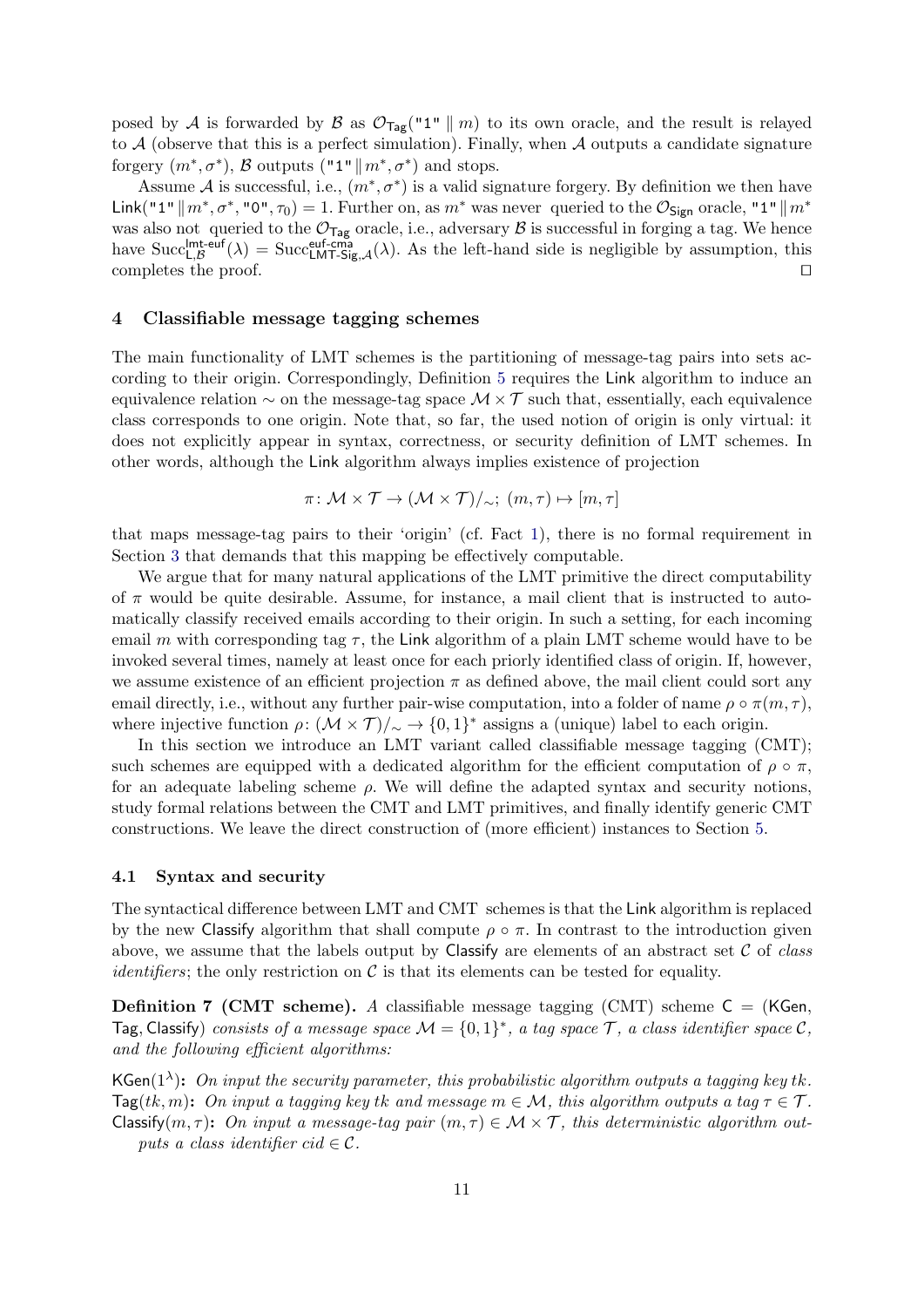posed by $\mathcal{A}$ is forwarded by $\mathcal{B}$ as $\mathcal{O}_{\mathsf{Tag}}(\texttt{"1"} \parallel m)$ to its own oracle, and the result is relayed to $\mathcal{A}$ (observe that this is a perfect simulation). Finally, when $\mathcal{A}$ outputs a candidate signature forgery $(m^*, \sigma^*)$, $\mathcal{B}$ outputs $(\texttt{"1"} \parallel m^*, \sigma^*)$ and stops.

Assume $\mathcal{A}$ is successful, i.e., $(m^*, \sigma^*)$ is a valid signature forgery. By definition we then have $\mathsf{Link}(\texttt{"1"} \parallel m^*, \sigma^*, \texttt{"0"}, \tau_0) = 1$. Further on, as $m^*$ was never queried to the $\mathcal{O}_{\mathsf{Sign}}$ oracle, $\texttt{"1"} \parallel m^*$ was also not queried to the $\mathcal{O}_{\mathsf{Tag}}$ oracle, i.e., adversary $\mathcal{B}$ is successful in forging a tag. We hence have $\mathrm{Succ}^{\mathsf{lmt\text{-}euf}}_{\mathsf{L},\mathcal{B}}(\lambda) = \mathrm{Succ}^{\mathsf{euf\text{-}cma}}_{\mathsf{LMT\text{-}Sig},\mathcal{A}}(\lambda)$. As the left-hand side is negligible by assumption, this completes the proof. ◻

## 4 Classifiable message tagging schemes

The main functionality of LMT schemes is the partitioning of message-tag pairs into sets according to their origin. Correspondingly, Definition 5 requires the $\mathsf{Link}$ algorithm to induce an equivalence relation $\sim$ on the message-tag space $\mathcal{M} \times \mathcal{T}$ such that, essentially, each equivalence class corresponds to one origin. Note that, so far, the used notion of origin is only virtual: it does not explicitly appear in syntax, correctness, or security definition of LMT schemes. In other words, although the $\mathsf{Link}$ algorithm always implies existence of projection

$$\pi\colon \mathcal{M} \times \mathcal{T} \to (\mathcal{M} \times \mathcal{T})/_{\sim};\ (m, \tau) \mapsto [m, \tau]$$

that maps message-tag pairs to their 'origin' (cf. Fact 1), there is no formal requirement in Section 3 that demands that this mapping be effectively computable.

We argue that for many natural applications of the LMT primitive the direct computability of $\pi$ would be quite desirable. Assume, for instance, a mail client that is instructed to automatically classify received emails according to their origin. In such a setting, for each incoming email $m$ with corresponding tag $\tau$, the $\mathsf{Link}$ algorithm of a plain LMT scheme would have to be invoked several times, namely at least once for each priorly identified class of origin. If, however, we assume existence of an efficient projection $\pi$ as defined above, the mail client could sort any email directly, i.e., without any further pair-wise computation, into a folder of name $\rho \circ \pi(m, \tau)$, where injective function $\rho\colon (\mathcal{M} \times \mathcal{T})/_{\sim} \to \{0,1\}^*$ assigns a (unique) label to each origin.

In this section we introduce an LMT variant called classifiable message tagging (CMT); such schemes are equipped with a dedicated algorithm for the efficient computation of $\rho \circ \pi$, for an adequate labeling scheme $\rho$. We will define the adapted syntax and security notions, study formal relations between the CMT and LMT primitives, and finally identify generic CMT constructions. We leave the direct construction of (more efficient) instances to Section 5.

### 4.1 Syntax and security

The syntactical difference between LMT and CMT schemes is that the $\mathsf{Link}$ algorithm is replaced by the new $\mathsf{Classify}$ algorithm that shall compute $\rho \circ \pi$. In contrast to the introduction given above, we assume that the labels output by $\mathsf{Classify}$ are elements of an abstract set $\mathcal{C}$ of *class identifiers*; the only restriction on $\mathcal{C}$ is that its elements can be tested for equality.

**Definition 7 (CMT scheme).** *A* classifiable message tagging (CMT) scheme $\mathsf{C} = (\mathsf{KGen}, \mathsf{Tag}, \mathsf{Classify})$ *consists of a message space $\mathcal{M} = \{0,1\}^*$, a tag space $\mathcal{T}$, a class identifier space $\mathcal{C}$, and the following efficient algorithms:*

$\mathsf{KGen}(1^\lambda)$**:** *On input the security parameter, this probabilistic algorithm outputs a tagging key $tk$.*
$\mathsf{Tag}(tk, m)$**:** *On input a tagging key $tk$ and message $m \in \mathcal{M}$, this algorithm outputs a tag $\tau \in \mathcal{T}$.*
$\mathsf{Classify}(m, \tau)$**:** *On input a message-tag pair $(m, \tau) \in \mathcal{M} \times \mathcal{T}$, this deterministic algorithm outputs a class identifier $cid \in \mathcal{C}$.*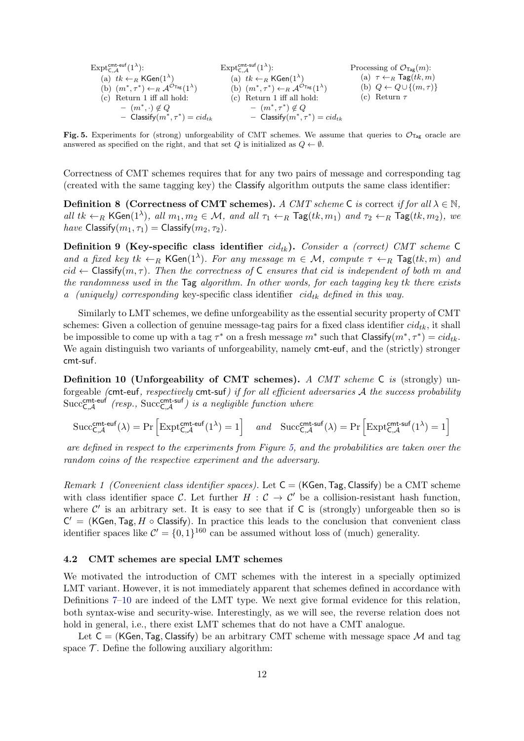$\mathrm{Expt}^{\mathsf{cmt\text{-}euf}}_{\mathsf{C},\mathcal{A}}(1^\lambda)$:
(a) $tk \leftarrow_R \mathsf{KGen}(1^\lambda)$
(b) $(m^*, \tau^*) \leftarrow_R \mathcal{A}^{\mathcal{O}_{\mathsf{Tag}}}(1^\lambda)$
(c) Return 1 iff all hold:
  – $(m^*, \cdot) \notin Q$
  – $\mathsf{Classify}(m^*, \tau^*) = cid_{tk}$

$\mathrm{Expt}^{\mathsf{cmt\text{-}suf}}_{\mathsf{C},\mathcal{A}}(1^\lambda)$:
(a) $tk \leftarrow_R \mathsf{KGen}(1^\lambda)$
(b) $(m^*, \tau^*) \leftarrow_R \mathcal{A}^{\mathcal{O}_{\mathsf{Tag}}}(1^\lambda)$
(c) Return 1 iff all hold:
  – $(m^*, \tau^*) \notin Q$
  – $\mathsf{Classify}(m^*, \tau^*) = cid_{tk}$

Processing of $\mathcal{O}_{\mathsf{Tag}}(m)$:
(a) $\tau \leftarrow_R \mathsf{Tag}(tk, m)$
(b) $Q \leftarrow Q \cup \{(m, \tau)\}$
(c) Return $\tau$

**Fig. 5.** Experiments for (strong) unforgeability of CMT schemes. We assume that queries to $\mathcal{O}_{\mathsf{Tag}}$ oracle are answered as specified on the right, and that set $Q$ is initialized as $Q \leftarrow \emptyset$.

Correctness of CMT schemes requires that for any two pairs of message and corresponding tag (created with the same tagging key) the Classify algorithm outputs the same class identifier:

**Definition 8 (Correctness of CMT schemes).** *A CMT scheme* C *is* correct *if for all* $\lambda \in \mathbb{N}$, *all* $tk \leftarrow_R \mathsf{KGen}(1^\lambda)$, *all* $m_1, m_2 \in \mathcal{M}$, *and all* $\tau_1 \leftarrow_R \mathsf{Tag}(tk, m_1)$ *and* $\tau_2 \leftarrow_R \mathsf{Tag}(tk, m_2)$, *we have* $\mathsf{Classify}(m_1, \tau_1) = \mathsf{Classify}(m_2, \tau_2)$.

**Definition 9 (Key-specific class identifier $cid_{tk}$).** *Consider a (correct) CMT scheme* C *and a fixed key* $tk \leftarrow_R \mathsf{KGen}(1^\lambda)$. *For any message* $m \in \mathcal{M}$, *compute* $\tau \leftarrow_R \mathsf{Tag}(tk, m)$ *and* $cid \leftarrow \mathsf{Classify}(m, \tau)$. *Then the correctness of* C *ensures that cid is independent of both m and the randomness used in the* Tag *algorithm. In other words, for each tagging key tk there exists a (uniquely) corresponding* key-specific class identifier $cid_{tk}$ *defined in this way.*

Similarly to LMT schemes, we define unforgeability as the essential security property of CMT schemes: Given a collection of genuine message-tag pairs for a fixed class identifier $cid_{tk}$, it shall be impossible to come up with a tag $\tau^*$ on a fresh message $m^*$ such that $\mathsf{Classify}(m^*, \tau^*) = cid_{tk}$. We again distinguish two variants of unforgeability, namely cmt-euf, and the (strictly) stronger cmt-suf.

**Definition 10 (Unforgeability of CMT schemes).** *A CMT scheme* C *is* (strongly) unforgeable *(*cmt-euf*, respectively* cmt-suf*) if for all efficient adversaries* $\mathcal{A}$ *the success probability* $\mathrm{Succ}^{\mathsf{cmt\text{-}euf}}_{\mathsf{C},\mathcal{A}}$ *(resp.,* $\mathrm{Succ}^{\mathsf{cmt\text{-}suf}}_{\mathsf{C},\mathcal{A}}$*) is a negligible function where*

$$\mathrm{Succ}^{\mathsf{cmt\text{-}euf}}_{\mathsf{C},\mathcal{A}}(\lambda) = \Pr\left[\mathrm{Expt}^{\mathsf{cmt\text{-}euf}}_{\mathsf{C},\mathcal{A}}(1^\lambda) = 1\right] \quad \textit{and} \quad \mathrm{Succ}^{\mathsf{cmt\text{-}suf}}_{\mathsf{C},\mathcal{A}}(\lambda) = \Pr\left[\mathrm{Expt}^{\mathsf{cmt\text{-}suf}}_{\mathsf{C},\mathcal{A}}(1^\lambda) = 1\right]$$

*are defined in respect to the experiments from Figure 5, and the probabilities are taken over the random coins of the respective experiment and the adversary.*

*Remark 1 (Convenient class identifier spaces).* Let $\mathsf{C} = (\mathsf{KGen}, \mathsf{Tag}, \mathsf{Classify})$ be a CMT scheme with class identifier space $\mathcal{C}$. Let further $H : \mathcal{C} \to \mathcal{C}'$ be a collision-resistant hash function, where $\mathcal{C}'$ is an arbitrary set. It is easy to see that if C is (strongly) unforgeable then so is $\mathsf{C}' = (\mathsf{KGen}, \mathsf{Tag}, H \circ \mathsf{Classify})$. In practice this leads to the conclusion that convenient class identifier spaces like $\mathcal{C}' = \{0,1\}^{160}$ can be assumed without loss of (much) generality.

### 4.2 CMT schemes are special LMT schemes

We motivated the introduction of CMT schemes with the interest in a specially optimized LMT variant. However, it is not immediately apparent that schemes defined in accordance with Definitions 7–10 are indeed of the LMT type. We next give formal evidence for this relation, both syntax-wise and security-wise. Interestingly, as we will see, the reverse relation does not hold in general, i.e., there exist LMT schemes that do not have a CMT analogue.

Let $\mathsf{C} = (\mathsf{KGen}, \mathsf{Tag}, \mathsf{Classify})$ be an arbitrary CMT scheme with message space $\mathcal{M}$ and tag space $\mathcal{T}$. Define the following auxiliary algorithm: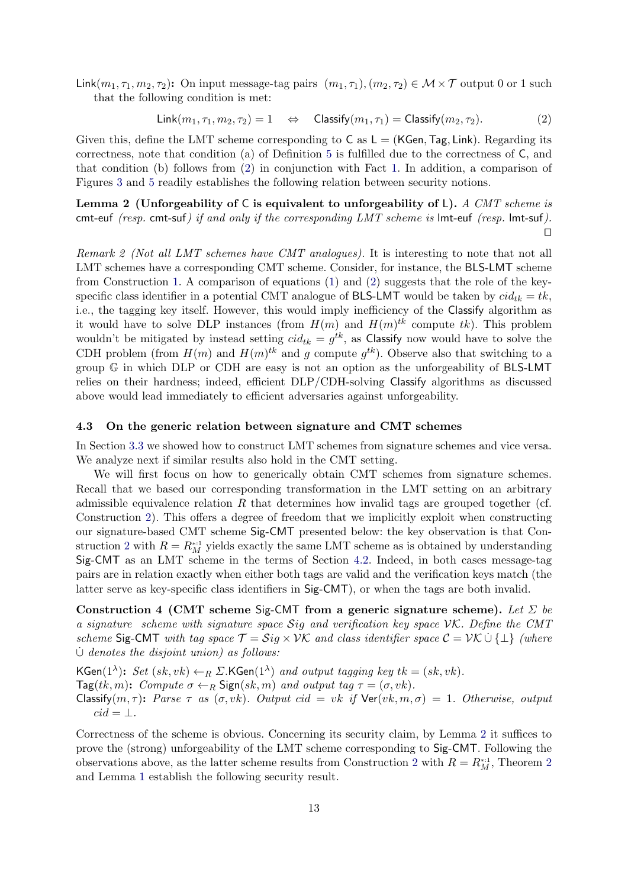**Link**$(m_1, \tau_1, m_2, \tau_2)$: On input message-tag pairs $(m_1, \tau_1), (m_2, \tau_2) \in \mathcal{M} \times \mathcal{T}$ output 0 or 1 such that the following condition is met:

$$\mathsf{Link}(m_1, \tau_1, m_2, \tau_2) = 1 \quad \Leftrightarrow \quad \mathsf{Classify}(m_1, \tau_1) = \mathsf{Classify}(m_2, \tau_2). \tag{2}$$

Given this, define the LMT scheme corresponding to $\mathsf{C}$ as $\mathsf{L} = (\mathsf{KGen}, \mathsf{Tag}, \mathsf{Link})$. Regarding its correctness, note that condition (a) of Definition 5 is fulfilled due to the correctness of $\mathsf{C}$, and that condition (b) follows from (2) in conjunction with Fact 1. In addition, a comparison of Figures 3 and 5 readily establishes the following relation between security notions.

**Lemma 2 (Unforgeability of $\mathsf{C}$ is equivalent to unforgeability of $\mathsf{L}$).** *A CMT scheme is* cmt-euf *(resp.* cmt-suf*) if and only if the corresponding LMT scheme is* lmt-euf *(resp.* lmt-suf*).* □

*Remark 2 (Not all LMT schemes have CMT analogues).* It is interesting to note that not all LMT schemes have a corresponding CMT scheme. Consider, for instance, the BLS-LMT scheme from Construction 1. A comparison of equations (1) and (2) suggests that the role of the key-specific class identifier in a potential CMT analogue of BLS-LMT would be taken by $cid_{tk} = tk$, i.e., the tagging key itself. However, this would imply inefficiency of the Classify algorithm as it would have to solve DLP instances (from $H(m)$ and $H(m)^{tk}$ compute $tk$). This problem wouldn't be mitigated by instead setting $cid_{tk} = g^{tk}$, as Classify now would have to solve the CDH problem (from $H(m)$ and $H(m)^{tk}$ and $g$ compute $g^{tk}$). Observe also that switching to a group $\mathbb{G}$ in which DLP or CDH are easy is not an option as the unforgeability of BLS-LMT relies on their hardness; indeed, efficient DLP/CDH-solving Classify algorithms as discussed above would lead immediately to efficient adversaries against unforgeability.

### 4.3 On the generic relation between signature and CMT schemes

In Section 3.3 we showed how to construct LMT schemes from signature schemes and vice versa. We analyze next if similar results also hold in the CMT setting.

We will first focus on how to generically obtain CMT schemes from signature schemes. Recall that we based our corresponding transformation in the LMT setting on an arbitrary admissible equivalence relation $R$ that determines how invalid tags are grouped together (cf. Construction 2). This offers a degree of freedom that we implicitly exploit when constructing our signature-based CMT scheme Sig-CMT presented below: the key observation is that Construction 2 with $R = R_M^{*:1}$ yields exactly the same LMT scheme as is obtained by understanding Sig-CMT as an LMT scheme in the terms of Section 4.2. Indeed, in both cases message-tag pairs are in relation exactly when either both tags are valid and the verification keys match (the latter serve as key-specific class identifiers in Sig-CMT), or when the tags are both invalid.

**Construction 4 (CMT scheme Sig-CMT from a generic signature scheme).** *Let $\Sigma$ be a signature scheme with signature space $\mathcal{S}ig$ and verification key space $\mathcal{VK}$. Define the CMT scheme Sig-CMT with tag space $\mathcal{T} = \mathcal{S}ig \times \mathcal{VK}$ and class identifier space $\mathcal{C} = \mathcal{VK} \,\dot\cup\, \{\bot\}$ (where $\dot\cup$ denotes the disjoint union) as follows:*

**KGen**$(1^\lambda)$: *Set $(sk, vk) \leftarrow_R \Sigma.\mathsf{KGen}(1^\lambda)$ and output tagging key $tk = (sk, vk)$.*
**Tag**$(tk, m)$: *Compute $\sigma \leftarrow_R \mathsf{Sign}(sk, m)$ and output tag $\tau = (\sigma, vk)$.*
**Classify**$(m, \tau)$: *Parse $\tau$ as $(\sigma, vk)$. Output $cid = vk$ if $\mathsf{Ver}(vk, m, \sigma) = 1$. Otherwise, output $cid = \bot$.*

Correctness of the scheme is obvious. Concerning its security claim, by Lemma 2 it suffices to prove the (strong) unforgeability of the LMT scheme corresponding to Sig-CMT. Following the observations above, as the latter scheme results from Construction 2 with $R = R_M^{*:1}$, Theorem 2 and Lemma 1 establish the following security result.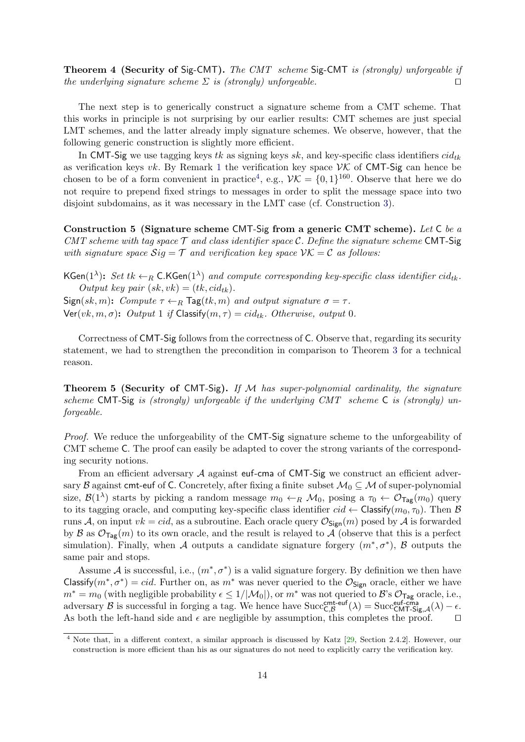**Theorem 4 (Security of Sig-CMT).** *The CMT scheme* Sig-CMT *is (strongly) unforgeable if the underlying signature scheme $\Sigma$ is (strongly) unforgeable.* □

The next step is to generically construct a signature scheme from a CMT scheme. That this works in principle is not surprising by our earlier results: CMT schemes are just special LMT schemes, and the latter already imply signature schemes. We observe, however, that the following generic construction is slightly more efficient.

In CMT-Sig we use tagging keys $tk$ as signing keys $sk$, and key-specific class identifiers $cid_{tk}$ as verification keys $vk$. By Remark 1 the verification key space $\mathcal{VK}$ of CMT-Sig can hence be chosen to be of a form convenient in practice[4], e.g., $\mathcal{VK} = \{0,1\}^{160}$. Observe that here we do not require to prepend fixed strings to messages in order to split the message space into two disjoint subdomains, as it was necessary in the LMT case (cf. Construction 3).

**Construction 5 (Signature scheme CMT-Sig from a generic CMT scheme).** *Let* C *be a CMT scheme with tag space $\mathcal{T}$ and class identifier space $\mathcal{C}$. Define the signature scheme* CMT-Sig *with signature space $\mathcal{S}ig = \mathcal{T}$ and verification key space $\mathcal{VK} = \mathcal{C}$ as follows:*

$\mathsf{KGen}(1^\lambda)$**:** *Set $tk \leftarrow_R \mathsf{C.KGen}(1^\lambda)$ and compute corresponding key-specific class identifier $cid_{tk}$. Output key pair $(sk, vk) = (tk, cid_{tk})$.*

$\mathsf{Sign}(sk, m)$**:** *Compute $\tau \leftarrow_R \mathsf{Tag}(tk, m)$ and output signature $\sigma = \tau$.*

$\mathsf{Ver}(vk, m, \sigma)$**:** *Output 1 if $\mathsf{Classify}(m, \tau) = cid_{tk}$. Otherwise, output 0.*

Correctness of CMT-Sig follows from the correctness of C. Observe that, regarding its security statement, we had to strengthen the precondition in comparison to Theorem 3 for a technical reason.

**Theorem 5 (Security of CMT-Sig).** *If $\mathcal{M}$ has super-polynomial cardinality, the signature scheme* CMT-Sig *is (strongly) unforgeable if the underlying CMT scheme* C *is (strongly) unforgeable.*

*Proof.* We reduce the unforgeability of the CMT-Sig signature scheme to the unforgeability of CMT scheme C. The proof can easily be adapted to cover the strong variants of the corresponding security notions.

From an efficient adversary $\mathcal{A}$ against euf-cma of CMT-Sig we construct an efficient adversary $\mathcal{B}$ against cmt-euf of C. Concretely, after fixing a finite subset $\mathcal{M}_0 \subseteq \mathcal{M}$ of super-polynomial size, $\mathcal{B}(1^\lambda)$ starts by picking a random message $m_0 \leftarrow_R \mathcal{M}_0$, posing a $\tau_0 \leftarrow \mathcal{O}_{\mathsf{Tag}}(m_0)$ query to its tagging oracle, and computing key-specific class identifier $cid \leftarrow \mathsf{Classify}(m_0, \tau_0)$. Then $\mathcal{B}$ runs $\mathcal{A}$, on input $vk = cid$, as a subroutine. Each oracle query $\mathcal{O}_{\mathsf{Sign}}(m)$ posed by $\mathcal{A}$ is forwarded by $\mathcal{B}$ as $\mathcal{O}_{\mathsf{Tag}}(m)$ to its own oracle, and the result is relayed to $\mathcal{A}$ (observe that this is a perfect simulation). Finally, when $\mathcal{A}$ outputs a candidate signature forgery $(m^*, \sigma^*)$, $\mathcal{B}$ outputs the same pair and stops.

Assume $\mathcal{A}$ is successful, i.e., $(m^*, \sigma^*)$ is a valid signature forgery. By definition we then have $\mathsf{Classify}(m^*, \sigma^*) = cid$. Further on, as $m^*$ was never queried to the $\mathcal{O}_{\mathsf{Sign}}$ oracle, either we have $m^* = m_0$ (with negligible probability $\epsilon \leq 1/|\mathcal{M}_0|$), or $m^*$ was not queried to $\mathcal{B}$'s $\mathcal{O}_{\mathsf{Tag}}$ oracle, i.e., adversary $\mathcal{B}$ is successful in forging a tag. We hence have $\mathrm{Succ}^{\mathsf{cmt\text{-}euf}}_{\mathsf{C},\mathcal{B}}(\lambda) = \mathrm{Succ}^{\mathsf{euf\text{-}cma}}_{\mathsf{CMT\text{-}Sig},\mathcal{A}}(\lambda) - \epsilon$. As both the left-hand side and $\epsilon$ are negligible by assumption, this completes the proof. □

[4] Note that, in a different context, a similar approach is discussed by Katz [29, Section 2.4.2]. However, our construction is more efficient than his as our signatures do not need to explicitly carry the verification key.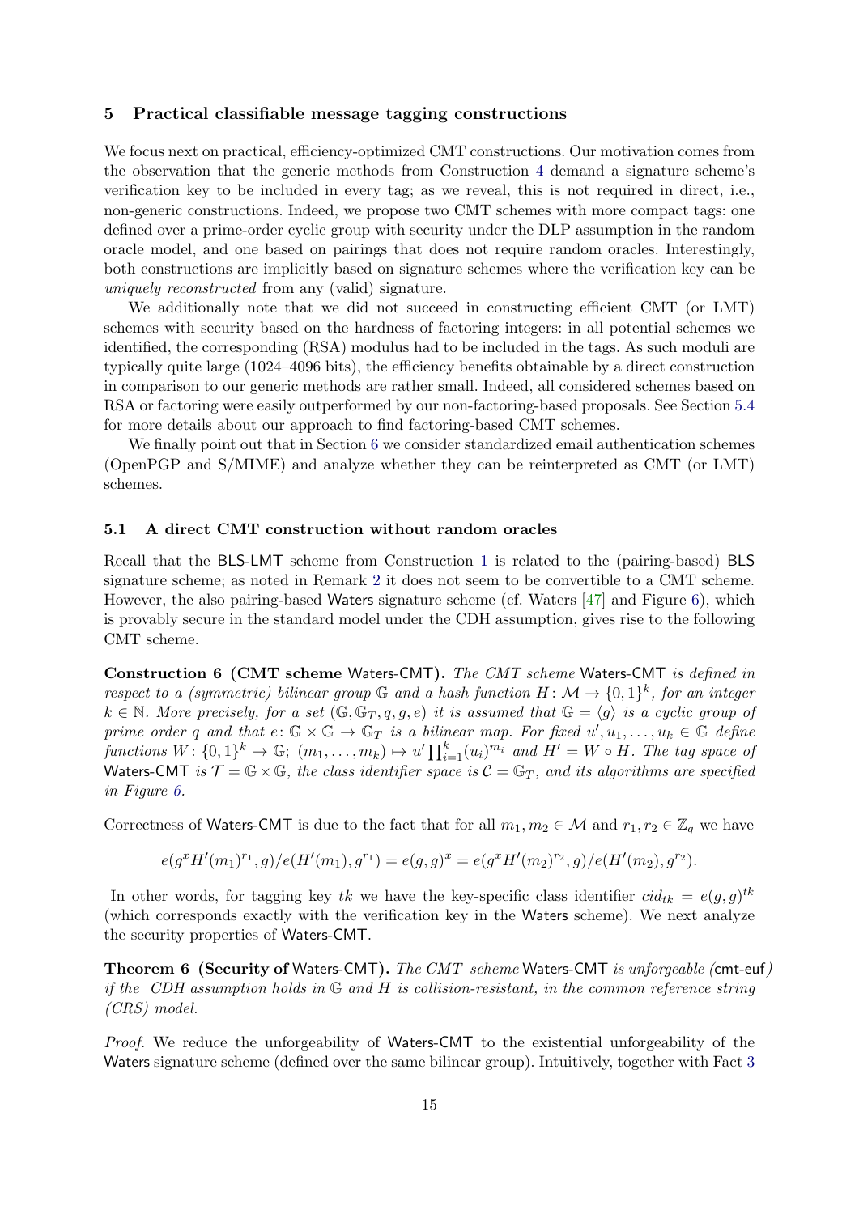## 5 Practical classifiable message tagging constructions

We focus next on practical, efficiency-optimized CMT constructions. Our motivation comes from the observation that the generic methods from Construction 4 demand a signature scheme's verification key to be included in every tag; as we reveal, this is not required in direct, i.e., non-generic constructions. Indeed, we propose two CMT schemes with more compact tags: one defined over a prime-order cyclic group with security under the DLP assumption in the random oracle model, and one based on pairings that does not require random oracles. Interestingly, both constructions are implicitly based on signature schemes where the verification key can be *uniquely reconstructed* from any (valid) signature.

We additionally note that we did not succeed in constructing efficient CMT (or LMT) schemes with security based on the hardness of factoring integers: in all potential schemes we identified, the corresponding (RSA) modulus had to be included in the tags. As such moduli are typically quite large (1024–4096 bits), the efficiency benefits obtainable by a direct construction in comparison to our generic methods are rather small. Indeed, all considered schemes based on RSA or factoring were easily outperformed by our non-factoring-based proposals. See Section 5.4 for more details about our approach to find factoring-based CMT schemes.

We finally point out that in Section 6 we consider standardized email authentication schemes (OpenPGP and S/MIME) and analyze whether they can be reinterpreted as CMT (or LMT) schemes.

### 5.1 A direct CMT construction without random oracles

Recall that the BLS-LMT scheme from Construction 1 is related to the (pairing-based) BLS signature scheme; as noted in Remark 2 it does not seem to be convertible to a CMT scheme. However, the also pairing-based Waters signature scheme (cf. Waters [47] and Figure 6), which is provably secure in the standard model under the CDH assumption, gives rise to the following CMT scheme.

**Construction 6 (CMT scheme Waters-CMT).** *The CMT scheme Waters-CMT is defined in respect to a (symmetric) bilinear group $\mathbb{G}$ and a hash function $H\colon \mathcal{M} \to \{0,1\}^k$, for an integer $k \in \mathbb{N}$. More precisely, for a set $(\mathbb{G}, \mathbb{G}_T, q, g, e)$ it is assumed that $\mathbb{G} = \langle g \rangle$ is a cyclic group of prime order $q$ and that $e\colon \mathbb{G} \times \mathbb{G} \to \mathbb{G}_T$ is a bilinear map. For fixed $u', u_1, \ldots, u_k \in \mathbb{G}$ define functions $W\colon \{0,1\}^k \to \mathbb{G}$; $(m_1, \ldots, m_k) \mapsto u' \prod_{i=1}^{k} (u_i)^{m_i}$ and $H' = W \circ H$. The tag space of Waters-CMT is $\mathcal{T} = \mathbb{G} \times \mathbb{G}$, the class identifier space is $\mathcal{C} = \mathbb{G}_T$, and its algorithms are specified in Figure 6.*

Correctness of Waters-CMT is due to the fact that for all $m_1, m_2 \in \mathcal{M}$ and $r_1, r_2 \in \mathbb{Z}_q$ we have

$$e(g^x H'(m_1)^{r_1}, g)/e(H'(m_1), g^{r_1}) = e(g,g)^x = e(g^x H'(m_2)^{r_2}, g)/e(H'(m_2), g^{r_2}).$$

In other words, for tagging key $tk$ we have the key-specific class identifier $cid_{tk} = e(g,g)^{tk}$ (which corresponds exactly with the verification key in the Waters scheme). We next analyze the security properties of Waters-CMT.

**Theorem 6 (Security of Waters-CMT).** *The CMT scheme Waters-CMT is unforgeable (cmt-euf) if the CDH assumption holds in $\mathbb{G}$ and $H$ is collision-resistant, in the common reference string (CRS) model.*

*Proof.* We reduce the unforgeability of Waters-CMT to the existential unforgeability of the Waters signature scheme (defined over the same bilinear group). Intuitively, together with Fact 3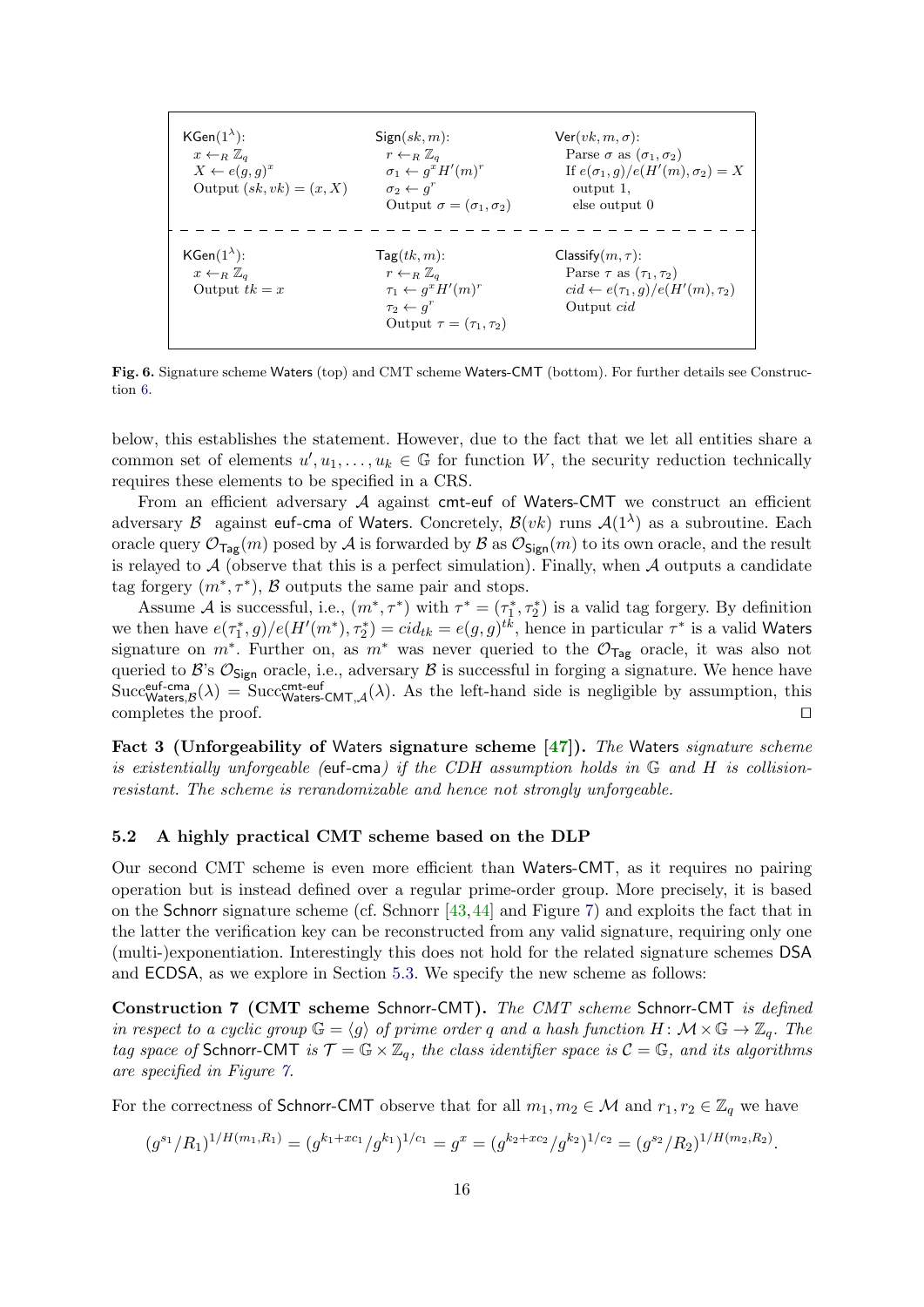| $\mathsf{KGen}(1^\lambda)$: | $\mathsf{Sign}(sk, m)$: | $\mathsf{Ver}(vk, m, \sigma)$: |
|---|---|---|
| $x \leftarrow_R \mathbb{Z}_q$ | $r \leftarrow_R \mathbb{Z}_q$ | Parse $\sigma$ as $(\sigma_1, \sigma_2)$ |
| $X \leftarrow e(g, g)^x$ | $\sigma_1 \leftarrow g^x H'(m)^r$ | If $e(\sigma_1, g)/e(H'(m), \sigma_2) = X$ |
| Output $(sk, vk) = (x, X)$ | $\sigma_2 \leftarrow g^r$ | output 1, |
| | Output $\sigma = (\sigma_1, \sigma_2)$ | else output 0 |
| $\mathsf{KGen}(1^\lambda)$: | $\mathsf{Tag}(tk, m)$: | $\mathsf{Classify}(m, \tau)$: |
| $x \leftarrow_R \mathbb{Z}_q$ | $r \leftarrow_R \mathbb{Z}_q$ | Parse $\tau$ as $(\tau_1, \tau_2)$ |
| Output $tk = x$ | $\tau_1 \leftarrow g^x H'(m)^r$ | $cid \leftarrow e(\tau_1, g)/e(H'(m), \tau_2)$ |
| | $\tau_2 \leftarrow g^r$ | Output $cid$ |
| | Output $\tau = (\tau_1, \tau_2)$ | |

**Fig. 6.** Signature scheme Waters (top) and CMT scheme Waters-CMT (bottom). For further details see Construction 6.

below, this establishes the statement. However, due to the fact that we let all entities share a common set of elements $u', u_1, \ldots, u_k \in \mathbb{G}$ for function $W$, the security reduction technically requires these elements to be specified in a CRS.

From an efficient adversary $\mathcal{A}$ against cmt-euf of Waters-CMT we construct an efficient adversary $\mathcal{B}$ against euf-cma of Waters. Concretely, $\mathcal{B}(vk)$ runs $\mathcal{A}(1^\lambda)$ as a subroutine. Each oracle query $\mathcal{O}_{\mathsf{Tag}}(m)$ posed by $\mathcal{A}$ is forwarded by $\mathcal{B}$ as $\mathcal{O}_{\mathsf{Sign}}(m)$ to its own oracle, and the result is relayed to $\mathcal{A}$ (observe that this is a perfect simulation). Finally, when $\mathcal{A}$ outputs a candidate tag forgery $(m^*, \tau^*)$, $\mathcal{B}$ outputs the same pair and stops.

Assume $\mathcal{A}$ is successful, i.e., $(m^*, \tau^*)$ with $\tau^* = (\tau_1^*, \tau_2^*)$ is a valid tag forgery. By definition we then have $e(\tau_1^*, g)/e(H'(m^*), \tau_2^*) = cid_{tk} = e(g, g)^{tk}$, hence in particular $\tau^*$ is a valid Waters signature on $m^*$. Further on, as $m^*$ was never queried to the $\mathcal{O}_{\mathsf{Tag}}$ oracle, it was also not queried to $\mathcal{B}$'s $\mathcal{O}_{\mathsf{Sign}}$ oracle, i.e., adversary $\mathcal{B}$ is successful in forging a signature. We hence have $\mathrm{Succ}^{\mathsf{euf\text{-}cma}}_{\mathsf{Waters},\mathcal{B}}(\lambda) = \mathrm{Succ}^{\mathsf{cmt\text{-}euf}}_{\mathsf{Waters\text{-}CMT},\mathcal{A}}(\lambda)$. As the left-hand side is negligible by assumption, this completes the proof. ◻

**Fact 3 (Unforgeability of Waters signature scheme [47]).** *The Waters signature scheme is existentially unforgeable (euf-cma) if the CDH assumption holds in $\mathbb{G}$ and $H$ is collision-resistant. The scheme is rerandomizable and hence not strongly unforgeable.*

### 5.2 A highly practical CMT scheme based on the DLP

Our second CMT scheme is even more efficient than Waters-CMT, as it requires no pairing operation but is instead defined over a regular prime-order group. More precisely, it is based on the Schnorr signature scheme (cf. Schnorr [43,44] and Figure 7) and exploits the fact that in the latter the verification key can be reconstructed from any valid signature, requiring only one (multi-)exponentiation. Interestingly this does not hold for the related signature schemes DSA and ECDSA, as we explore in Section 5.3. We specify the new scheme as follows:

**Construction 7 (CMT scheme Schnorr-CMT).** *The CMT scheme Schnorr-CMT is defined in respect to a cyclic group $\mathbb{G} = \langle g \rangle$ of prime order $q$ and a hash function $H\colon \mathcal{M} \times \mathbb{G} \to \mathbb{Z}_q$. The tag space of Schnorr-CMT is $\mathcal{T} = \mathbb{G} \times \mathbb{Z}_q$, the class identifier space is $\mathcal{C} = \mathbb{G}$, and its algorithms are specified in Figure 7.*

For the correctness of Schnorr-CMT observe that for all $m_1, m_2 \in \mathcal{M}$ and $r_1, r_2 \in \mathbb{Z}_q$ we have

$$(g^{s_1}/R_1)^{1/H(m_1,R_1)} = (g^{k_1+xc_1}/g^{k_1})^{1/c_1} = g^x = (g^{k_2+xc_2}/g^{k_2})^{1/c_2} = (g^{s_2}/R_2)^{1/H(m_2,R_2)}.$$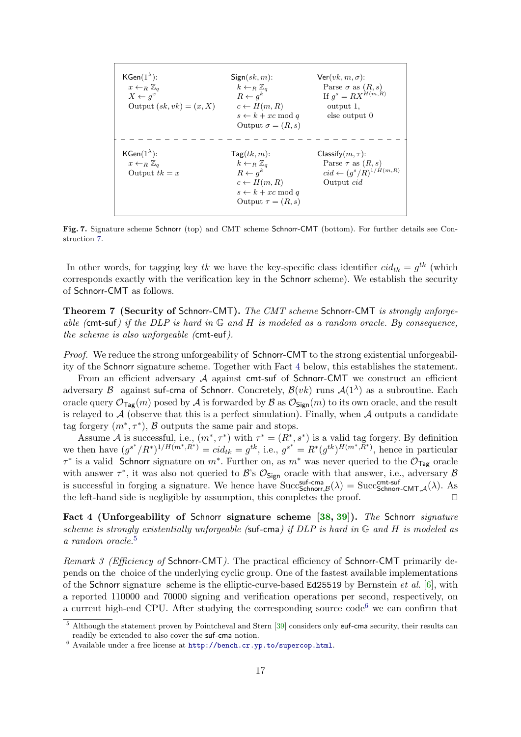| $\mathsf{KGen}(1^\lambda)$: | $\mathsf{Sign}(sk, m)$: | $\mathsf{Ver}(vk, m, \sigma)$: |
|---|---|---|
| $x \leftarrow_R \mathbb{Z}_q$ | $k \leftarrow_R \mathbb{Z}_q$ | Parse $\sigma$ as $(R, s)$ |
| $X \leftarrow g^x$ | $R \leftarrow g^k$ | If $g^s = RX^{H(m,R)}$ |
| Output $(sk, vk) = (x, X)$ | $c \leftarrow H(m, R)$ | output 1, |
| | $s \leftarrow k + xc \bmod q$ | else output 0 |
| | Output $\sigma = (R, s)$ | |
| $\mathsf{KGen}(1^\lambda)$: | $\mathsf{Tag}(tk, m)$: | $\mathsf{Classify}(m, \tau)$: |
| $x \leftarrow_R \mathbb{Z}_q$ | $k \leftarrow_R \mathbb{Z}_q$ | Parse $\tau$ as $(R, s)$ |
| Output $tk = x$ | $R \leftarrow g^k$ | $cid \leftarrow (g^s/R)^{1/H(m,R)}$ |
| | $c \leftarrow H(m, R)$ | Output $cid$ |
| | $s \leftarrow k + xc \bmod q$ | |
| | Output $\tau = (R, s)$ | |

**Fig. 7.** Signature scheme Schnorr (top) and CMT scheme Schnorr-CMT (bottom). For further details see Construction 7.

In other words, for tagging key $tk$ we have the key-specific class identifier $cid_{tk} = g^{tk}$ (which corresponds exactly with the verification key in the Schnorr scheme). We establish the security of Schnorr-CMT as follows.

**Theorem 7 (Security of Schnorr-CMT).** *The CMT scheme Schnorr-CMT is strongly unforgeable (cmt-suf) if the DLP is hard in $\mathbb{G}$ and $H$ is modeled as a random oracle. By consequence, the scheme is also unforgeable (cmt-euf).*

*Proof.* We reduce the strong unforgeability of Schnorr-CMT to the strong existential unforgeability of the Schnorr signature scheme. Together with Fact 4 below, this establishes the statement.

From an efficient adversary $\mathcal{A}$ against cmt-suf of Schnorr-CMT we construct an efficient adversary $\mathcal{B}$ against suf-cma of Schnorr. Concretely, $\mathcal{B}(vk)$ runs $\mathcal{A}(1^\lambda)$ as a subroutine. Each oracle query $\mathcal{O}_{\mathsf{Tag}}(m)$ posed by $\mathcal{A}$ is forwarded by $\mathcal{B}$ as $\mathcal{O}_{\mathsf{Sign}}(m)$ to its own oracle, and the result is relayed to $\mathcal{A}$ (observe that this is a perfect simulation). Finally, when $\mathcal{A}$ outputs a candidate tag forgery $(m^*, \tau^*)$, $\mathcal{B}$ outputs the same pair and stops.

Assume $\mathcal{A}$ is successful, i.e., $(m^*, \tau^*)$ with $\tau^* = (R^*, s^*)$ is a valid tag forgery. By definition we then have $(g^{s^*}/R^*)^{1/H(m^*,R^*)} = cid_{tk} = g^{tk}$, i.e., $g^{s^*} = R^*(g^{tk})^{H(m^*,R^*)}$, hence in particular $\tau^*$ is a valid Schnorr signature on $m^*$. Further on, as $m^*$ was never queried to the $\mathcal{O}_{\mathsf{Tag}}$ oracle with answer $\tau^*$, it was also not queried to $\mathcal{B}$'s $\mathcal{O}_{\mathsf{Sign}}$ oracle with that answer, i.e., adversary $\mathcal{B}$ is successful in forging a signature. We hence have $\mathrm{Succ}^{\mathsf{suf\text{-}cma}}_{\mathsf{Schnorr},\mathcal{B}}(\lambda) = \mathrm{Succ}^{\mathsf{cmt\text{-}suf}}_{\mathsf{Schnorr\text{-}CMT},\mathcal{A}}(\lambda)$. As the left-hand side is negligible by assumption, this completes the proof. ◻

**Fact 4 (Unforgeability of Schnorr signature scheme [38, 39]).** *The Schnorr signature scheme is strongly existentially unforgeable (suf-cma) if DLP is hard in $\mathbb{G}$ and $H$ is modeled as a random oracle.*[5]

*Remark 3 (Efficiency of Schnorr-CMT).* The practical efficiency of Schnorr-CMT primarily depends on the choice of the underlying cyclic group. One of the fastest available implementations of the Schnorr signature scheme is the elliptic-curve-based Ed25519 by Bernstein *et al.* [6], with a reported 110000 and 70000 signing and verification operations per second, respectively, on a current high-end CPU. After studying the corresponding source code[6] we can confirm that

[5] Although the statement proven by Pointcheval and Stern [39] considers only euf-cma security, their results can readily be extended to also cover the suf-cma notion.

[6] Available under a free license at http://bench.cr.yp.to/supercop.html.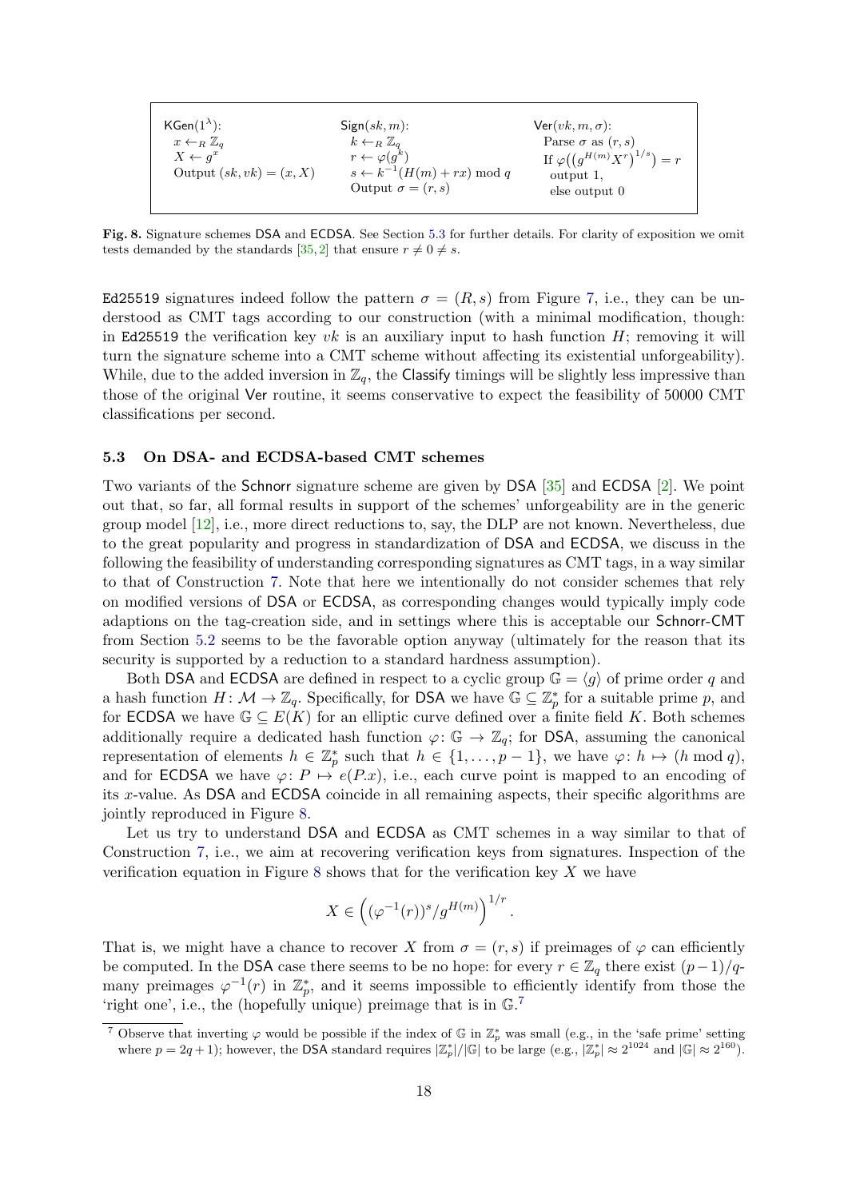| $\mathsf{KGen}(1^\lambda)$: | $\mathsf{Sign}(sk, m)$: | $\mathsf{Ver}(vk, m, \sigma)$: |
|---|---|---|
| $x \leftarrow_R \mathbb{Z}_q$ | $k \leftarrow_R \mathbb{Z}_q$ | Parse $\sigma$ as $(r, s)$ |
| $X \leftarrow g^x$ | $r \leftarrow \varphi(g^k)$ | If $\varphi\big((g^{H(m)}X^r)^{1/s}\big) = r$ |
| Output $(sk, vk) = (x, X)$ | $s \leftarrow k^{-1}(H(m) + rx) \bmod q$ | output 1, |
| | Output $\sigma = (r, s)$ | else output 0 |

**Fig. 8.** Signature schemes DSA and ECDSA. See Section 5.3 for further details. For clarity of exposition we omit tests demanded by the standards [35, 2] that ensure $r \neq 0 \neq s$.

Ed25519 signatures indeed follow the pattern $\sigma = (R, s)$ from Figure 7, i.e., they can be understood as CMT tags according to our construction (with a minimal modification, though: in Ed25519 the verification key $vk$ is an auxiliary input to hash function $H$; removing it will turn the signature scheme into a CMT scheme without affecting its existential unforgeability). While, due to the added inversion in $\mathbb{Z}_q$, the Classify timings will be slightly less impressive than those of the original Ver routine, it seems conservative to expect the feasibility of 50000 CMT classifications per second.

### 5.3 On DSA- and ECDSA-based CMT schemes

Two variants of the Schnorr signature scheme are given by DSA [35] and ECDSA [2]. We point out that, so far, all formal results in support of the schemes' unforgeability are in the generic group model [12], i.e., more direct reductions to, say, the DLP are not known. Nevertheless, due to the great popularity and progress in standardization of DSA and ECDSA, we discuss in the following the feasibility of understanding corresponding signatures as CMT tags, in a way similar to that of Construction 7. Note that here we intentionally do not consider schemes that rely on modified versions of DSA or ECDSA, as corresponding changes would typically imply code adaptions on the tag-creation side, and in settings where this is acceptable our Schnorr-CMT from Section 5.2 seems to be the favorable option anyway (ultimately for the reason that its security is supported by a reduction to a standard hardness assumption).

Both DSA and ECDSA are defined in respect to a cyclic group $\mathbb{G} = \langle g \rangle$ of prime order $q$ and a hash function $H : \mathcal{M} \to \mathbb{Z}_q$. Specifically, for DSA we have $\mathbb{G} \subseteq \mathbb{Z}_p^*$ for a suitable prime $p$, and for ECDSA we have $\mathbb{G} \subseteq E(K)$ for an elliptic curve defined over a finite field $K$. Both schemes additionally require a dedicated hash function $\varphi : \mathbb{G} \to \mathbb{Z}_q$; for DSA, assuming the canonical representation of elements $h \in \mathbb{Z}_p^*$ such that $h \in \{1, \ldots, p-1\}$, we have $\varphi : h \mapsto (h \bmod q)$, and for ECDSA we have $\varphi : P \mapsto e(P.x)$, i.e., each curve point is mapped to an encoding of its $x$-value. As DSA and ECDSA coincide in all remaining aspects, their specific algorithms are jointly reproduced in Figure 8.

Let us try to understand DSA and ECDSA as CMT schemes in a way similar to that of Construction 7, i.e., we aim at recovering verification keys from signatures. Inspection of the verification equation in Figure 8 shows that for the verification key $X$ we have

$$X \in \left( (\varphi^{-1}(r))^s / g^{H(m)} \right)^{1/r} .$$

That is, we might have a chance to recover $X$ from $\sigma = (r, s)$ if preimages of $\varphi$ can efficiently be computed. In the DSA case there seems to be no hope: for every $r \in \mathbb{Z}_q$ there exist $(p-1)/q$-many preimages $\varphi^{-1}(r)$ in $\mathbb{Z}_p^*$, and it seems impossible to efficiently identify from those the 'right one', i.e., the (hopefully unique) preimage that is in $\mathbb{G}$.[7]

[7] Observe that inverting $\varphi$ would be possible if the index of $\mathbb{G}$ in $\mathbb{Z}_p^*$ was small (e.g., in the 'safe prime' setting where $p = 2q + 1$); however, the DSA standard requires $|\mathbb{Z}_p^*|/|\mathbb{G}|$ to be large (e.g., $|\mathbb{Z}_p^*| \approx 2^{1024}$ and $|\mathbb{G}| \approx 2^{160}$).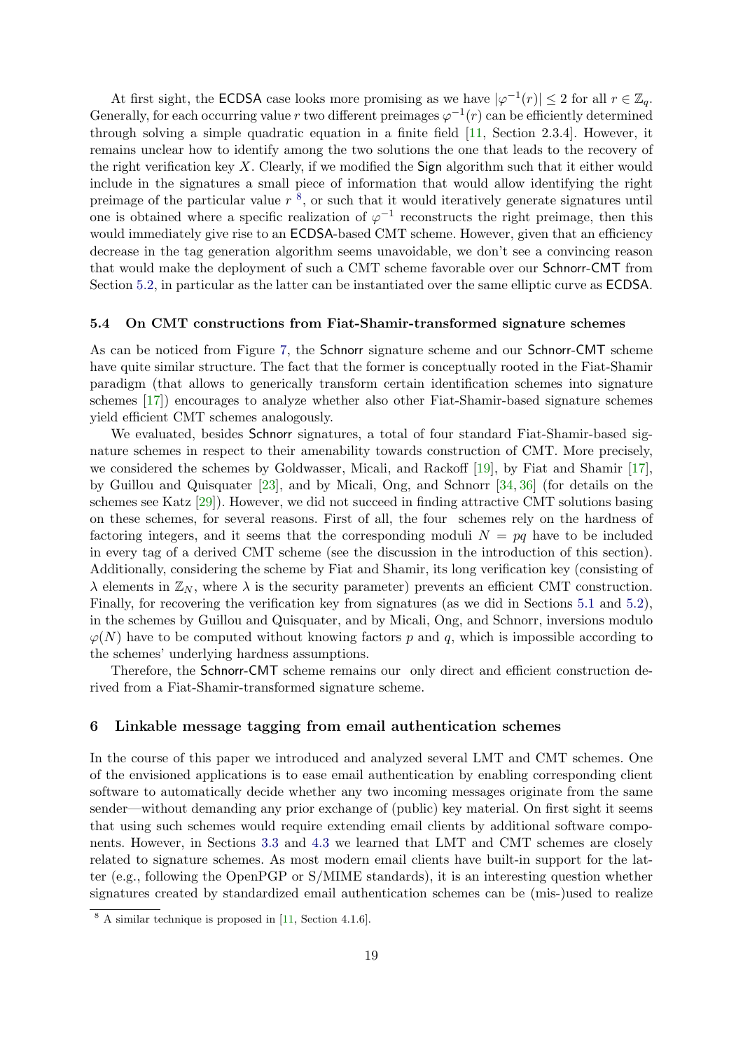At first sight, the ECDSA case looks more promising as we have $|\varphi^{-1}(r)| \leq 2$ for all $r \in \mathbb{Z}_q$. Generally, for each occurring value $r$ two different preimages $\varphi^{-1}(r)$ can be efficiently determined through solving a simple quadratic equation in a finite field [11, Section 2.3.4]. However, it remains unclear how to identify among the two solutions the one that leads to the recovery of the right verification key $X$. Clearly, if we modified the Sign algorithm such that it either would include in the signatures a small piece of information that would allow identifying the right preimage of the particular value $r$ [8], or such that it would iteratively generate signatures until one is obtained where a specific realization of $\varphi^{-1}$ reconstructs the right preimage, then this would immediately give rise to an ECDSA-based CMT scheme. However, given that an efficiency decrease in the tag generation algorithm seems unavoidable, we don't see a convincing reason that would make the deployment of such a CMT scheme favorable over our Schnorr-CMT from Section 5.2, in particular as the latter can be instantiated over the same elliptic curve as ECDSA.

### 5.4 On CMT constructions from Fiat-Shamir-transformed signature schemes

As can be noticed from Figure 7, the Schnorr signature scheme and our Schnorr-CMT scheme have quite similar structure. The fact that the former is conceptually rooted in the Fiat-Shamir paradigm (that allows to generically transform certain identification schemes into signature schemes [17]) encourages to analyze whether also other Fiat-Shamir-based signature schemes yield efficient CMT schemes analogously.

We evaluated, besides Schnorr signatures, a total of four standard Fiat-Shamir-based signature schemes in respect to their amenability towards construction of CMT. More precisely, we considered the schemes by Goldwasser, Micali, and Rackoff [19], by Fiat and Shamir [17], by Guillou and Quisquater [23], and by Micali, Ong, and Schnorr [34, 36] (for details on the schemes see Katz [29]). However, we did not succeed in finding attractive CMT solutions basing on these schemes, for several reasons. First of all, the four schemes rely on the hardness of factoring integers, and it seems that the corresponding moduli $N = pq$ have to be included in every tag of a derived CMT scheme (see the discussion in the introduction of this section). Additionally, considering the scheme by Fiat and Shamir, its long verification key (consisting of $\lambda$ elements in $\mathbb{Z}_N$, where $\lambda$ is the security parameter) prevents an efficient CMT construction. Finally, for recovering the verification key from signatures (as we did in Sections 5.1 and 5.2), in the schemes by Guillou and Quisquater, and by Micali, Ong, and Schnorr, inversions modulo $\varphi(N)$ have to be computed without knowing factors $p$ and $q$, which is impossible according to the schemes' underlying hardness assumptions.

Therefore, the Schnorr-CMT scheme remains our only direct and efficient construction derived from a Fiat-Shamir-transformed signature scheme.

## 6 Linkable message tagging from email authentication schemes

In the course of this paper we introduced and analyzed several LMT and CMT schemes. One of the envisioned applications is to ease email authentication by enabling corresponding client software to automatically decide whether any two incoming messages originate from the same sender—without demanding any prior exchange of (public) key material. On first sight it seems that using such schemes would require extending email clients by additional software components. However, in Sections 3.3 and 4.3 we learned that LMT and CMT schemes are closely related to signature schemes. As most modern email clients have built-in support for the latter (e.g., following the OpenPGP or S/MIME standards), it is an interesting question whether signatures created by standardized email authentication schemes can be (mis-)used to realize

[8] A similar technique is proposed in [11, Section 4.1.6].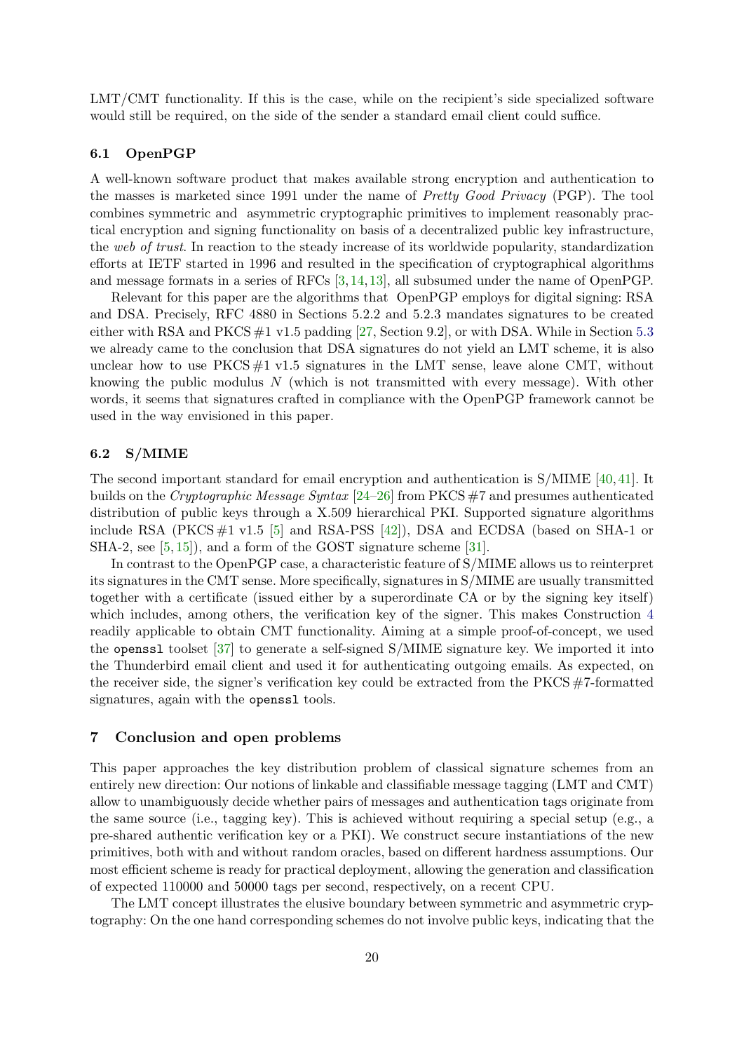LMT/CMT functionality. If this is the case, while on the recipient's side specialized software would still be required, on the side of the sender a standard email client could suffice.

### 6.1 OpenPGP

A well-known software product that makes available strong encryption and authentication to the masses is marketed since 1991 under the name of *Pretty Good Privacy* (PGP). The tool combines symmetric and asymmetric cryptographic primitives to implement reasonably practical encryption and signing functionality on basis of a decentralized public key infrastructure, the *web of trust*. In reaction to the steady increase of its worldwide popularity, standardization efforts at IETF started in 1996 and resulted in the specification of cryptographical algorithms and message formats in a series of RFCs [3, 14, 13], all subsumed under the name of OpenPGP.

Relevant for this paper are the algorithms that OpenPGP employs for digital signing: RSA and DSA. Precisely, RFC 4880 in Sections 5.2.2 and 5.2.3 mandates signatures to be created either with RSA and PKCS #1 v1.5 padding [27, Section 9.2], or with DSA. While in Section 5.3 we already came to the conclusion that DSA signatures do not yield an LMT scheme, it is also unclear how to use PKCS #1 v1.5 signatures in the LMT sense, leave alone CMT, without knowing the public modulus $N$ (which is not transmitted with every message). With other words, it seems that signatures crafted in compliance with the OpenPGP framework cannot be used in the way envisioned in this paper.

### 6.2 S/MIME

The second important standard for email encryption and authentication is S/MIME [40, 41]. It builds on the *Cryptographic Message Syntax* [24–26] from PKCS #7 and presumes authenticated distribution of public keys through a X.509 hierarchical PKI. Supported signature algorithms include RSA (PKCS #1 v1.5 [5] and RSA-PSS [42]), DSA and ECDSA (based on SHA-1 or SHA-2, see [5, 15]), and a form of the GOST signature scheme [31].

In contrast to the OpenPGP case, a characteristic feature of S/MIME allows us to reinterpret its signatures in the CMT sense. More specifically, signatures in S/MIME are usually transmitted together with a certificate (issued either by a superordinate CA or by the signing key itself) which includes, among others, the verification key of the signer. This makes Construction 4 readily applicable to obtain CMT functionality. Aiming at a simple proof-of-concept, we used the `openssl` toolset [37] to generate a self-signed S/MIME signature key. We imported it into the Thunderbird email client and used it for authenticating outgoing emails. As expected, on the receiver side, the signer's verification key could be extracted from the PKCS #7-formatted signatures, again with the `openssl` tools.

## 7 Conclusion and open problems

This paper approaches the key distribution problem of classical signature schemes from an entirely new direction: Our notions of linkable and classifiable message tagging (LMT and CMT) allow to unambiguously decide whether pairs of messages and authentication tags originate from the same source (i.e., tagging key). This is achieved without requiring a special setup (e.g., a pre-shared authentic verification key or a PKI). We construct secure instantiations of the new primitives, both with and without random oracles, based on different hardness assumptions. Our most efficient scheme is ready for practical deployment, allowing the generation and classification of expected 110000 and 50000 tags per second, respectively, on a recent CPU.

The LMT concept illustrates the elusive boundary between symmetric and asymmetric cryptography: On the one hand corresponding schemes do not involve public keys, indicating that the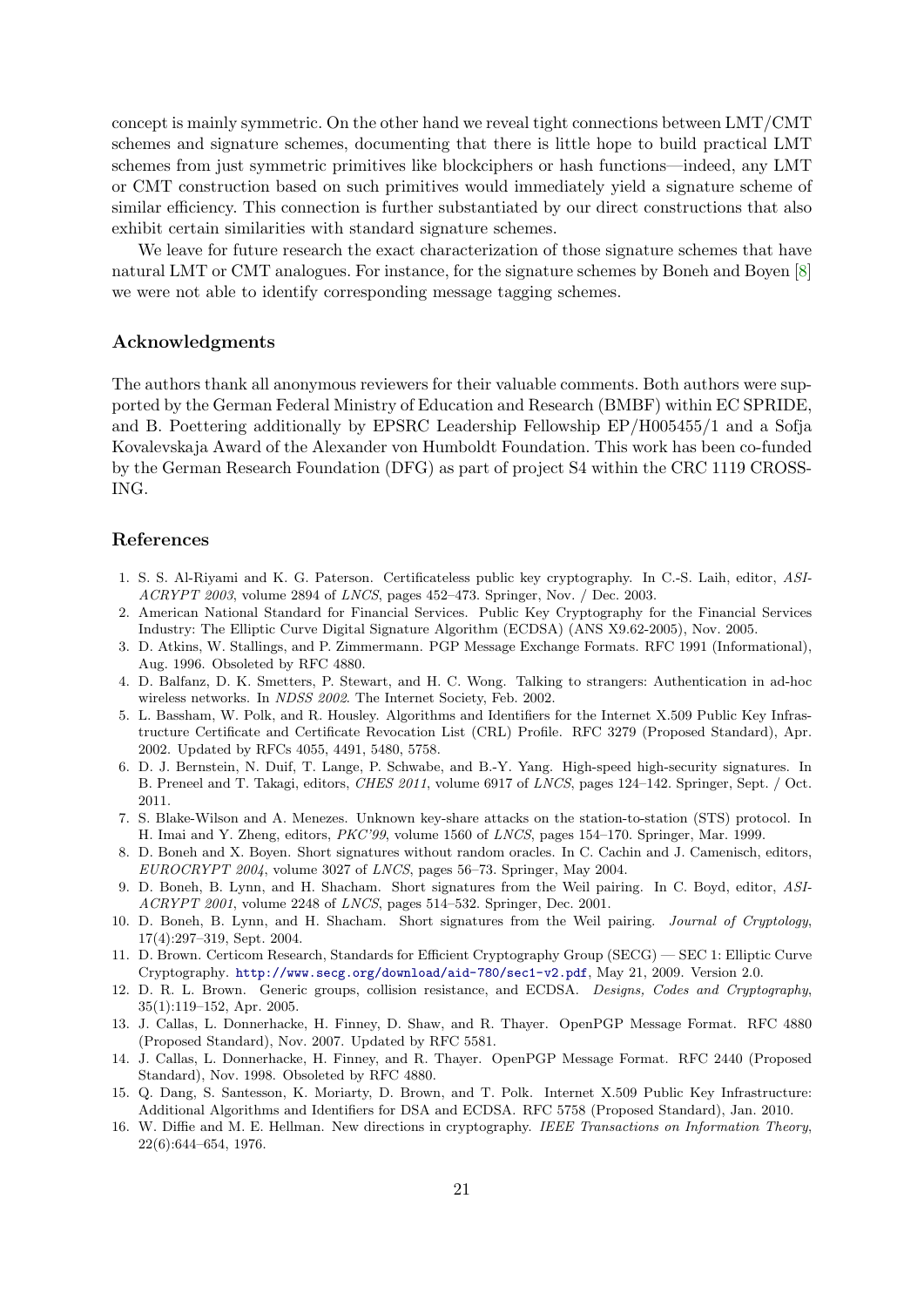concept is mainly symmetric. On the other hand we reveal tight connections between LMT/CMT schemes and signature schemes, documenting that there is little hope to build practical LMT schemes from just symmetric primitives like blockciphers or hash functions—indeed, any LMT or CMT construction based on such primitives would immediately yield a signature scheme of similar efficiency. This connection is further substantiated by our direct constructions that also exhibit certain similarities with standard signature schemes.

We leave for future research the exact characterization of those signature schemes that have natural LMT or CMT analogues. For instance, for the signature schemes by Boneh and Boyen [8] we were not able to identify corresponding message tagging schemes.

## Acknowledgments

The authors thank all anonymous reviewers for their valuable comments. Both authors were supported by the German Federal Ministry of Education and Research (BMBF) within EC SPRIDE, and B. Poettering additionally by EPSRC Leadership Fellowship EP/H005455/1 and a Sofja Kovalevskaja Award of the Alexander von Humboldt Foundation. This work has been co-funded by the German Research Foundation (DFG) as part of project S4 within the CRC 1119 CROSSING.

## References

1. S. S. Al-Riyami and K. G. Paterson. Certificateless public key cryptography. In C.-S. Laih, editor, *ASIACRYPT 2003*, volume 2894 of *LNCS*, pages 452–473. Springer, Nov. / Dec. 2003.
2. American National Standard for Financial Services. Public Key Cryptography for the Financial Services Industry: The Elliptic Curve Digital Signature Algorithm (ECDSA) (ANS X9.62-2005), Nov. 2005.
3. D. Atkins, W. Stallings, and P. Zimmermann. PGP Message Exchange Formats. RFC 1991 (Informational), Aug. 1996. Obsoleted by RFC 4880.
4. D. Balfanz, D. K. Smetters, P. Stewart, and H. C. Wong. Talking to strangers: Authentication in ad-hoc wireless networks. In *NDSS 2002*. The Internet Society, Feb. 2002.
5. L. Bassham, W. Polk, and R. Housley. Algorithms and Identifiers for the Internet X.509 Public Key Infrastructure Certificate and Certificate Revocation List (CRL) Profile. RFC 3279 (Proposed Standard), Apr. 2002. Updated by RFCs 4055, 4491, 5480, 5758.
6. D. J. Bernstein, N. Duif, T. Lange, P. Schwabe, and B.-Y. Yang. High-speed high-security signatures. In B. Preneel and T. Takagi, editors, *CHES 2011*, volume 6917 of *LNCS*, pages 124–142. Springer, Sept. / Oct. 2011.
7. S. Blake-Wilson and A. Menezes. Unknown key-share attacks on the station-to-station (STS) protocol. In H. Imai and Y. Zheng, editors, *PKC'99*, volume 1560 of *LNCS*, pages 154–170. Springer, Mar. 1999.
8. D. Boneh and X. Boyen. Short signatures without random oracles. In C. Cachin and J. Camenisch, editors, *EUROCRYPT 2004*, volume 3027 of *LNCS*, pages 56–73. Springer, May 2004.
9. D. Boneh, B. Lynn, and H. Shacham. Short signatures from the Weil pairing. In C. Boyd, editor, *ASIACRYPT 2001*, volume 2248 of *LNCS*, pages 514–532. Springer, Dec. 2001.
10. D. Boneh, B. Lynn, and H. Shacham. Short signatures from the Weil pairing. *Journal of Cryptology*, 17(4):297–319, Sept. 2004.
11. D. Brown. Certicom Research, Standards for Efficient Cryptography Group (SECG) — SEC 1: Elliptic Curve Cryptography. http://www.secg.org/download/aid-780/sec1-v2.pdf, May 21, 2009. Version 2.0.
12. D. R. L. Brown. Generic groups, collision resistance, and ECDSA. *Designs, Codes and Cryptography*, 35(1):119–152, Apr. 2005.
13. J. Callas, L. Donnerhacke, H. Finney, D. Shaw, and R. Thayer. OpenPGP Message Format. RFC 4880 (Proposed Standard), Nov. 2007. Updated by RFC 5581.
14. J. Callas, L. Donnerhacke, H. Finney, and R. Thayer. OpenPGP Message Format. RFC 2440 (Proposed Standard), Nov. 1998. Obsoleted by RFC 4880.
15. Q. Dang, S. Santesson, K. Moriarty, D. Brown, and T. Polk. Internet X.509 Public Key Infrastructure: Additional Algorithms and Identifiers for DSA and ECDSA. RFC 5758 (Proposed Standard), Jan. 2010.
16. W. Diffie and M. E. Hellman. New directions in cryptography. *IEEE Transactions on Information Theory*, 22(6):644–654, 1976.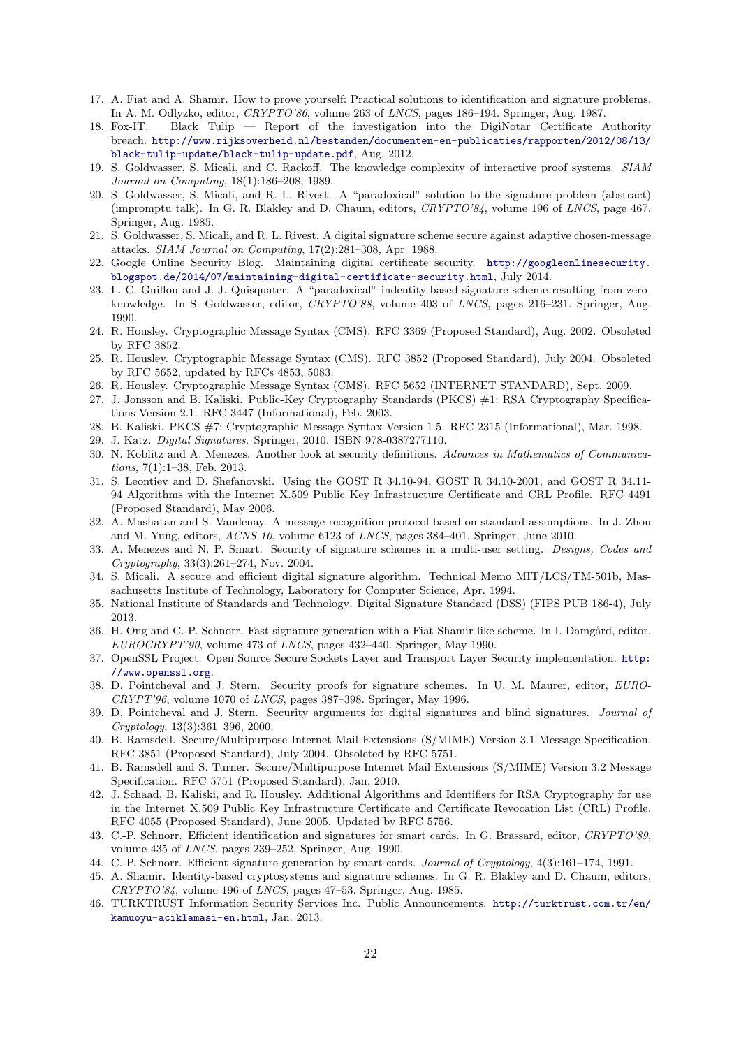17. A. Fiat and A. Shamir. How to prove yourself: Practical solutions to identification and signature problems. In A. M. Odlyzko, editor, *CRYPTO'86*, volume 263 of *LNCS*, pages 186–194. Springer, Aug. 1987.
18. Fox-IT. Black Tulip — Report of the investigation into the DigiNotar Certificate Authority breach. http://www.rijksoverheid.nl/bestanden/documenten-en-publicaties/rapporten/2012/08/13/black-tulip-update/black-tulip-update.pdf, Aug. 2012.
19. S. Goldwasser, S. Micali, and C. Rackoff. The knowledge complexity of interactive proof systems. *SIAM Journal on Computing*, 18(1):186–208, 1989.
20. S. Goldwasser, S. Micali, and R. L. Rivest. A "paradoxical" solution to the signature problem (abstract) (impromptu talk). In G. R. Blakley and D. Chaum, editors, *CRYPTO'84*, volume 196 of *LNCS*, page 467. Springer, Aug. 1985.
21. S. Goldwasser, S. Micali, and R. L. Rivest. A digital signature scheme secure against adaptive chosen-message attacks. *SIAM Journal on Computing*, 17(2):281–308, Apr. 1988.
22. Google Online Security Blog. Maintaining digital certificate security. http://googleonlinesecurity.blogspot.de/2014/07/maintaining-digital-certificate-security.html, July 2014.
23. L. C. Guillou and J.-J. Quisquater. A "paradoxical" indentity-based signature scheme resulting from zero-knowledge. In S. Goldwasser, editor, *CRYPTO'88*, volume 403 of *LNCS*, pages 216–231. Springer, Aug. 1990.
24. R. Housley. Cryptographic Message Syntax (CMS). RFC 3369 (Proposed Standard), Aug. 2002. Obsoleted by RFC 3852.
25. R. Housley. Cryptographic Message Syntax (CMS). RFC 3852 (Proposed Standard), July 2004. Obsoleted by RFC 5652, updated by RFCs 4853, 5083.
26. R. Housley. Cryptographic Message Syntax (CMS). RFC 5652 (INTERNET STANDARD), Sept. 2009.
27. J. Jonsson and B. Kaliski. Public-Key Cryptography Standards (PKCS) #1: RSA Cryptography Specifications Version 2.1. RFC 3447 (Informational), Feb. 2003.
28. B. Kaliski. PKCS #7: Cryptographic Message Syntax Version 1.5. RFC 2315 (Informational), Mar. 1998.
29. J. Katz. *Digital Signatures*. Springer, 2010. ISBN 978-0387277110.
30. N. Koblitz and A. Menezes. Another look at security definitions. *Advances in Mathematics of Communications*, 7(1):1–38, Feb. 2013.
31. S. Leontiev and D. Shefanovski. Using the GOST R 34.10-94, GOST R 34.10-2001, and GOST R 34.11-94 Algorithms with the Internet X.509 Public Key Infrastructure Certificate and CRL Profile. RFC 4491 (Proposed Standard), May 2006.
32. A. Mashatan and S. Vaudenay. A message recognition protocol based on standard assumptions. In J. Zhou and M. Yung, editors, *ACNS 10*, volume 6123 of *LNCS*, pages 384–401. Springer, June 2010.
33. A. Menezes and N. P. Smart. Security of signature schemes in a multi-user setting. *Designs, Codes and Cryptography*, 33(3):261–274, Nov. 2004.
34. S. Micali. A secure and efficient digital signature algorithm. Technical Memo MIT/LCS/TM-501b, Massachusetts Institute of Technology, Laboratory for Computer Science, Apr. 1994.
35. National Institute of Standards and Technology. Digital Signature Standard (DSS) (FIPS PUB 186-4), July 2013.
36. H. Ong and C.-P. Schnorr. Fast signature generation with a Fiat-Shamir-like scheme. In I. Damgård, editor, *EUROCRYPT'90*, volume 473 of *LNCS*, pages 432–440. Springer, May 1990.
37. OpenSSL Project. Open Source Secure Sockets Layer and Transport Layer Security implementation. http://www.openssl.org.
38. D. Pointcheval and J. Stern. Security proofs for signature schemes. In U. M. Maurer, editor, *EUROCRYPT'96*, volume 1070 of *LNCS*, pages 387–398. Springer, May 1996.
39. D. Pointcheval and J. Stern. Security arguments for digital signatures and blind signatures. *Journal of Cryptology*, 13(3):361–396, 2000.
40. B. Ramsdell. Secure/Multipurpose Internet Mail Extensions (S/MIME) Version 3.1 Message Specification. RFC 3851 (Proposed Standard), July 2004. Obsoleted by RFC 5751.
41. B. Ramsdell and S. Turner. Secure/Multipurpose Internet Mail Extensions (S/MIME) Version 3.2 Message Specification. RFC 5751 (Proposed Standard), Jan. 2010.
42. J. Schaad, B. Kaliski, and R. Housley. Additional Algorithms and Identifiers for RSA Cryptography for use in the Internet X.509 Public Key Infrastructure Certificate and Certificate Revocation List (CRL) Profile. RFC 4055 (Proposed Standard), June 2005. Updated by RFC 5756.
43. C.-P. Schnorr. Efficient identification and signatures for smart cards. In G. Brassard, editor, *CRYPTO'89*, volume 435 of *LNCS*, pages 239–252. Springer, Aug. 1990.
44. C.-P. Schnorr. Efficient signature generation by smart cards. *Journal of Cryptology*, 4(3):161–174, 1991.
45. A. Shamir. Identity-based cryptosystems and signature schemes. In G. R. Blakley and D. Chaum, editors, *CRYPTO'84*, volume 196 of *LNCS*, pages 47–53. Springer, Aug. 1985.
46. TURKTRUST Information Security Services Inc. Public Announcements. http://turktrust.com.tr/en/kamuoyu-aciklamasi-en.html, Jan. 2013.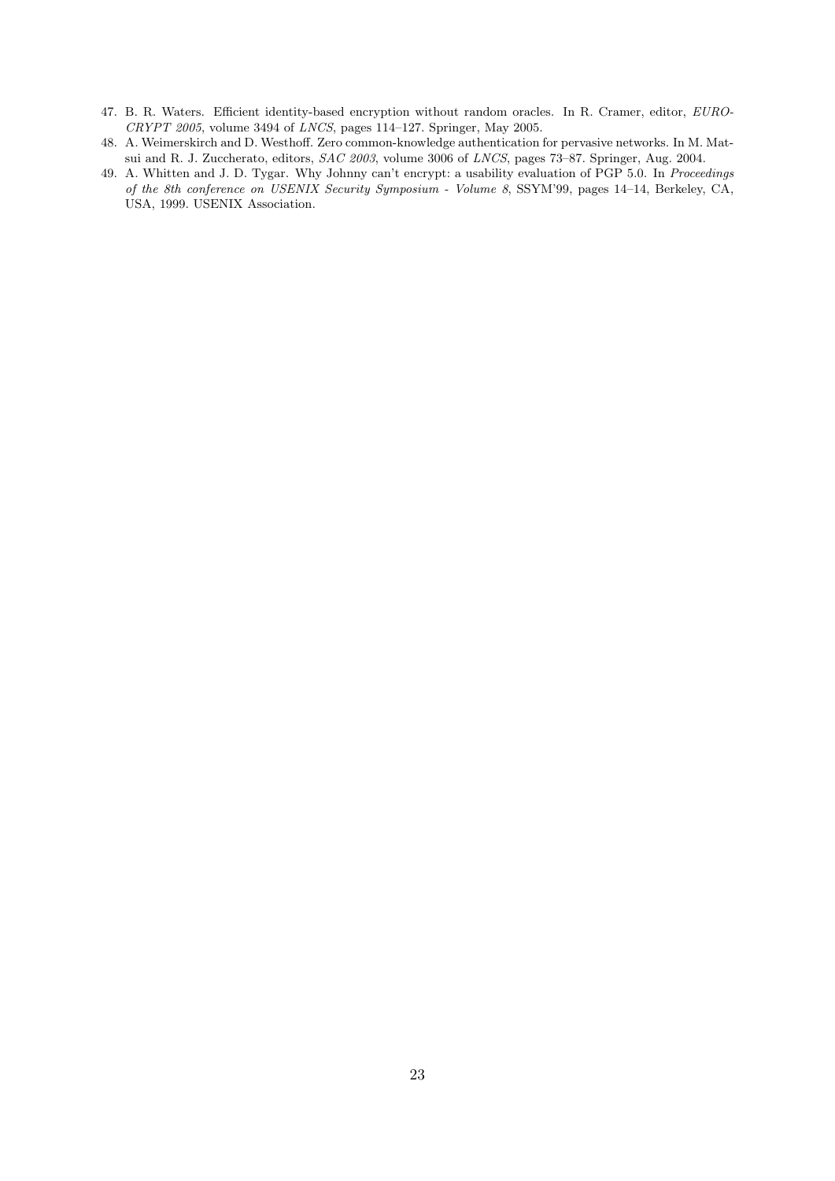47. B. R. Waters. Efficient identity-based encryption without random oracles. In R. Cramer, editor, *EUROCRYPT 2005*, volume 3494 of *LNCS*, pages 114–127. Springer, May 2005.
48. A. Weimerskirch and D. Westhoff. Zero common-knowledge authentication for pervasive networks. In M. Matsui and R. J. Zuccherato, editors, *SAC 2003*, volume 3006 of *LNCS*, pages 73–87. Springer, Aug. 2004.
49. A. Whitten and J. D. Tygar. Why Johnny can't encrypt: a usability evaluation of PGP 5.0. In *Proceedings of the 8th conference on USENIX Security Symposium - Volume 8*, SSYM'99, pages 14–14, Berkeley, CA, USA, 1999. USENIX Association.